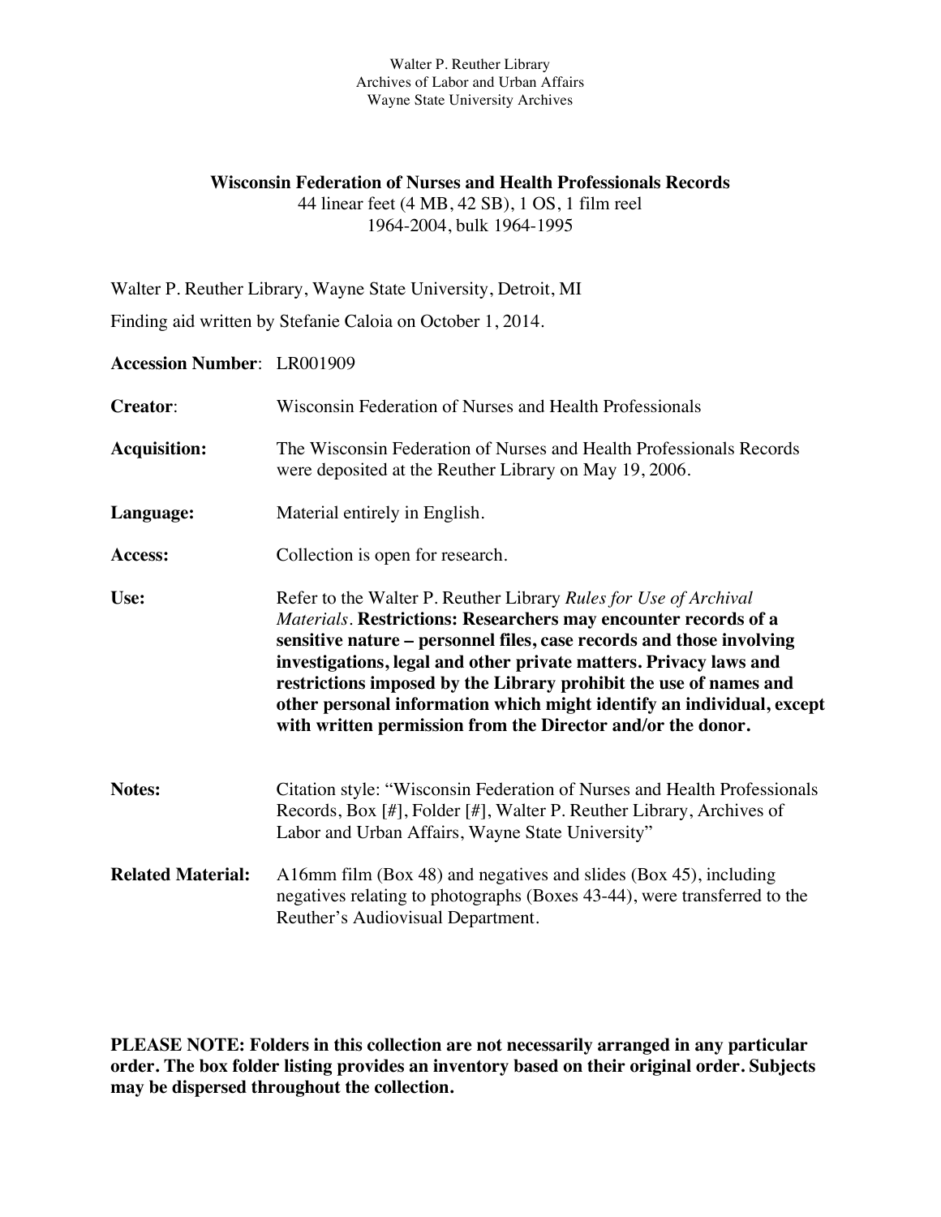Walter P. Reuther Library
Archives of Labor and Urban Affairs
Wayne State University Archives

# Wisconsin Federation of Nurses and Health Professionals Records

44 linear feet (4 MB, 42 SB), 1 OS, 1 film reel
1964-2004, bulk 1964-1995

Walter P. Reuther Library, Wayne State University, Detroit, MI

Finding aid written by Stefanie Caloia on October 1, 2014.

**Accession Number**: LR001909

**Creator**: Wisconsin Federation of Nurses and Health Professionals

**Acquisition:** The Wisconsin Federation of Nurses and Health Professionals Records were deposited at the Reuther Library on May 19, 2006.

**Language:** Material entirely in English.

**Access:** Collection is open for research.

**Use:** Refer to the Walter P. Reuther Library *Rules for Use of Archival Materials*. **Restrictions: Researchers may encounter records of a sensitive nature – personnel files, case records and those involving investigations, legal and other private matters. Privacy laws and restrictions imposed by the Library prohibit the use of names and other personal information which might identify an individual, except with written permission from the Director and/or the donor.**

**Notes:** Citation style: "Wisconsin Federation of Nurses and Health Professionals Records, Box [#], Folder [#], Walter P. Reuther Library, Archives of Labor and Urban Affairs, Wayne State University"

**Related Material:** A16mm film (Box 48) and negatives and slides (Box 45), including negatives relating to photographs (Boxes 43-44), were transferred to the Reuther's Audiovisual Department.

**PLEASE NOTE: Folders in this collection are not necessarily arranged in any particular order. The box folder listing provides an inventory based on their original order. Subjects may be dispersed throughout the collection.**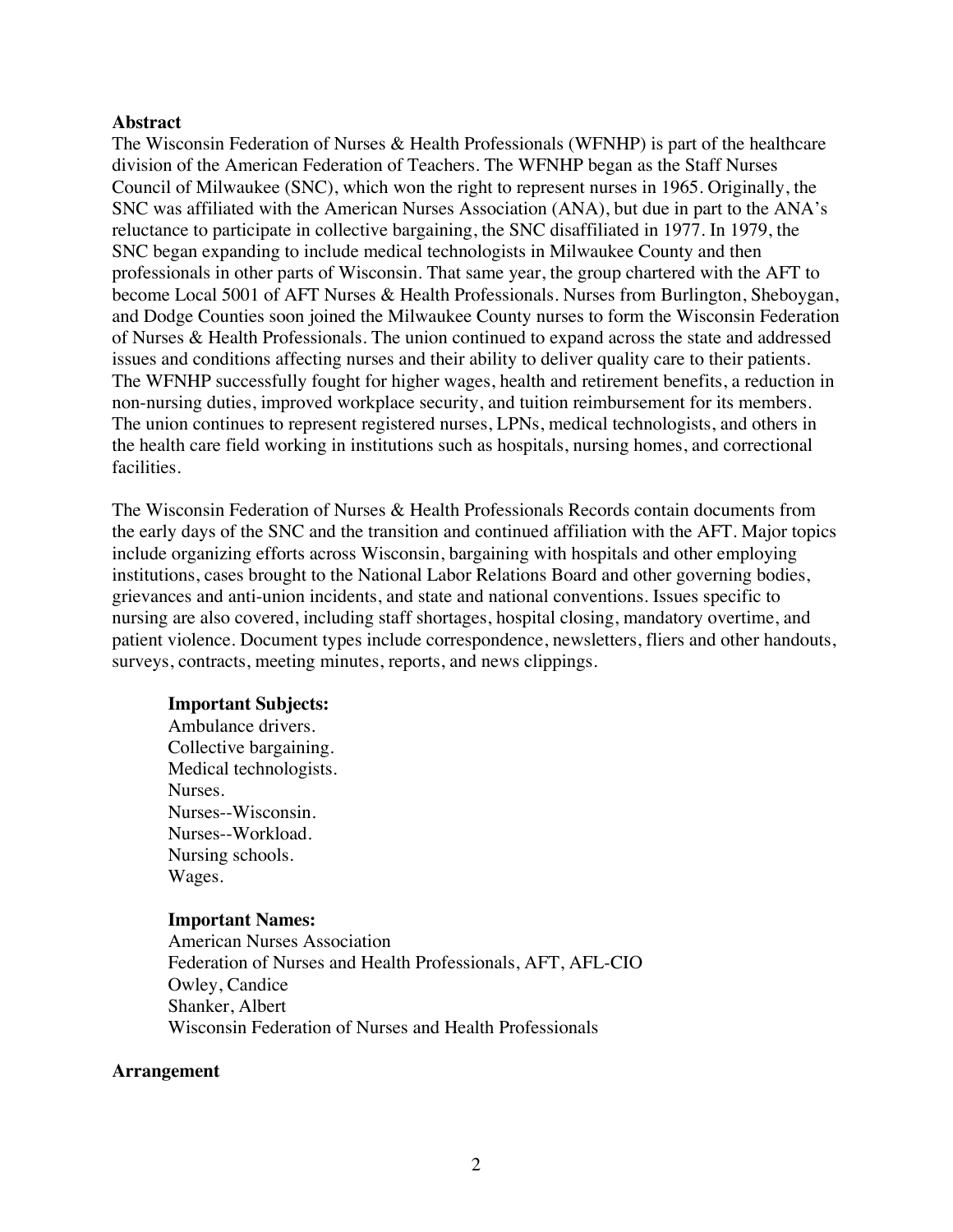## Abstract

The Wisconsin Federation of Nurses & Health Professionals (WFNHP) is part of the healthcare division of the American Federation of Teachers. The WFNHP began as the Staff Nurses Council of Milwaukee (SNC), which won the right to represent nurses in 1965. Originally, the SNC was affiliated with the American Nurses Association (ANA), but due in part to the ANA's reluctance to participate in collective bargaining, the SNC disaffiliated in 1977. In 1979, the SNC began expanding to include medical technologists in Milwaukee County and then professionals in other parts of Wisconsin. That same year, the group chartered with the AFT to become Local 5001 of AFT Nurses & Health Professionals. Nurses from Burlington, Sheboygan, and Dodge Counties soon joined the Milwaukee County nurses to form the Wisconsin Federation of Nurses & Health Professionals. The union continued to expand across the state and addressed issues and conditions affecting nurses and their ability to deliver quality care to their patients. The WFNHP successfully fought for higher wages, health and retirement benefits, a reduction in non-nursing duties, improved workplace security, and tuition reimbursement for its members. The union continues to represent registered nurses, LPNs, medical technologists, and others in the health care field working in institutions such as hospitals, nursing homes, and correctional facilities.

The Wisconsin Federation of Nurses & Health Professionals Records contain documents from the early days of the SNC and the transition and continued affiliation with the AFT. Major topics include organizing efforts across Wisconsin, bargaining with hospitals and other employing institutions, cases brought to the National Labor Relations Board and other governing bodies, grievances and anti-union incidents, and state and national conventions. Issues specific to nursing are also covered, including staff shortages, hospital closing, mandatory overtime, and patient violence. Document types include correspondence, newsletters, fliers and other handouts, surveys, contracts, meeting minutes, reports, and news clippings.

**Important Subjects:**

Ambulance drivers.
Collective bargaining.
Medical technologists.
Nurses.
Nurses--Wisconsin.
Nurses--Workload.
Nursing schools.
Wages.

**Important Names:**

American Nurses Association
Federation of Nurses and Health Professionals, AFT, AFL-CIO
Owley, Candice
Shanker, Albert
Wisconsin Federation of Nurses and Health Professionals

## Arrangement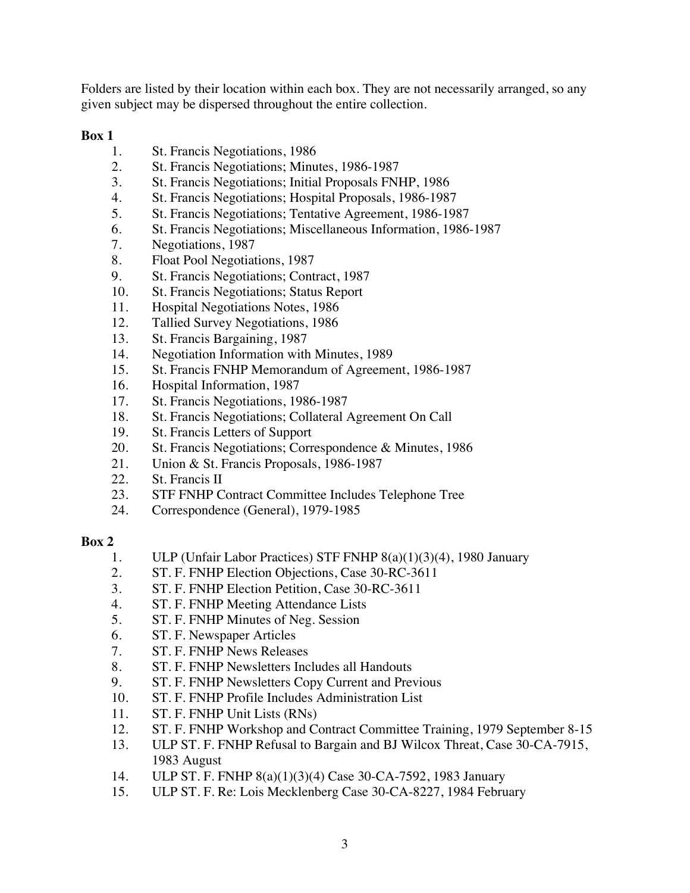Folders are listed by their location within each box. They are not necessarily arranged, so any given subject may be dispersed throughout the entire collection.

**Box 1**

1. St. Francis Negotiations, 1986
2. St. Francis Negotiations; Minutes, 1986-1987
3. St. Francis Negotiations; Initial Proposals FNHP, 1986
4. St. Francis Negotiations; Hospital Proposals, 1986-1987
5. St. Francis Negotiations; Tentative Agreement, 1986-1987
6. St. Francis Negotiations; Miscellaneous Information, 1986-1987
7. Negotiations, 1987
8. Float Pool Negotiations, 1987
9. St. Francis Negotiations; Contract, 1987
10. St. Francis Negotiations; Status Report
11. Hospital Negotiations Notes, 1986
12. Tallied Survey Negotiations, 1986
13. St. Francis Bargaining, 1987
14. Negotiation Information with Minutes, 1989
15. St. Francis FNHP Memorandum of Agreement, 1986-1987
16. Hospital Information, 1987
17. St. Francis Negotiations, 1986-1987
18. St. Francis Negotiations; Collateral Agreement On Call
19. St. Francis Letters of Support
20. St. Francis Negotiations; Correspondence & Minutes, 1986
21. Union & St. Francis Proposals, 1986-1987
22. St. Francis II
23. STF FNHP Contract Committee Includes Telephone Tree
24. Correspondence (General), 1979-1985

**Box 2**

1. ULP (Unfair Labor Practices) STF FNHP 8(a)(1)(3)(4), 1980 January
2. ST. F. FNHP Election Objections, Case 30-RC-3611
3. ST. F. FNHP Election Petition, Case 30-RC-3611
4. ST. F. FNHP Meeting Attendance Lists
5. ST. F. FNHP Minutes of Neg. Session
6. ST. F. Newspaper Articles
7. ST. F. FNHP News Releases
8. ST. F. FNHP Newsletters Includes all Handouts
9. ST. F. FNHP Newsletters Copy Current and Previous
10. ST. F. FNHP Profile Includes Administration List
11. ST. F. FNHP Unit Lists (RNs)
12. ST. F. FNHP Workshop and Contract Committee Training, 1979 September 8-15
13. ULP ST. F. FNHP Refusal to Bargain and BJ Wilcox Threat, Case 30-CA-7915, 1983 August
14. ULP ST. F. FNHP 8(a)(1)(3)(4) Case 30-CA-7592, 1983 January
15. ULP ST. F. Re: Lois Mecklenberg Case 30-CA-8227, 1984 February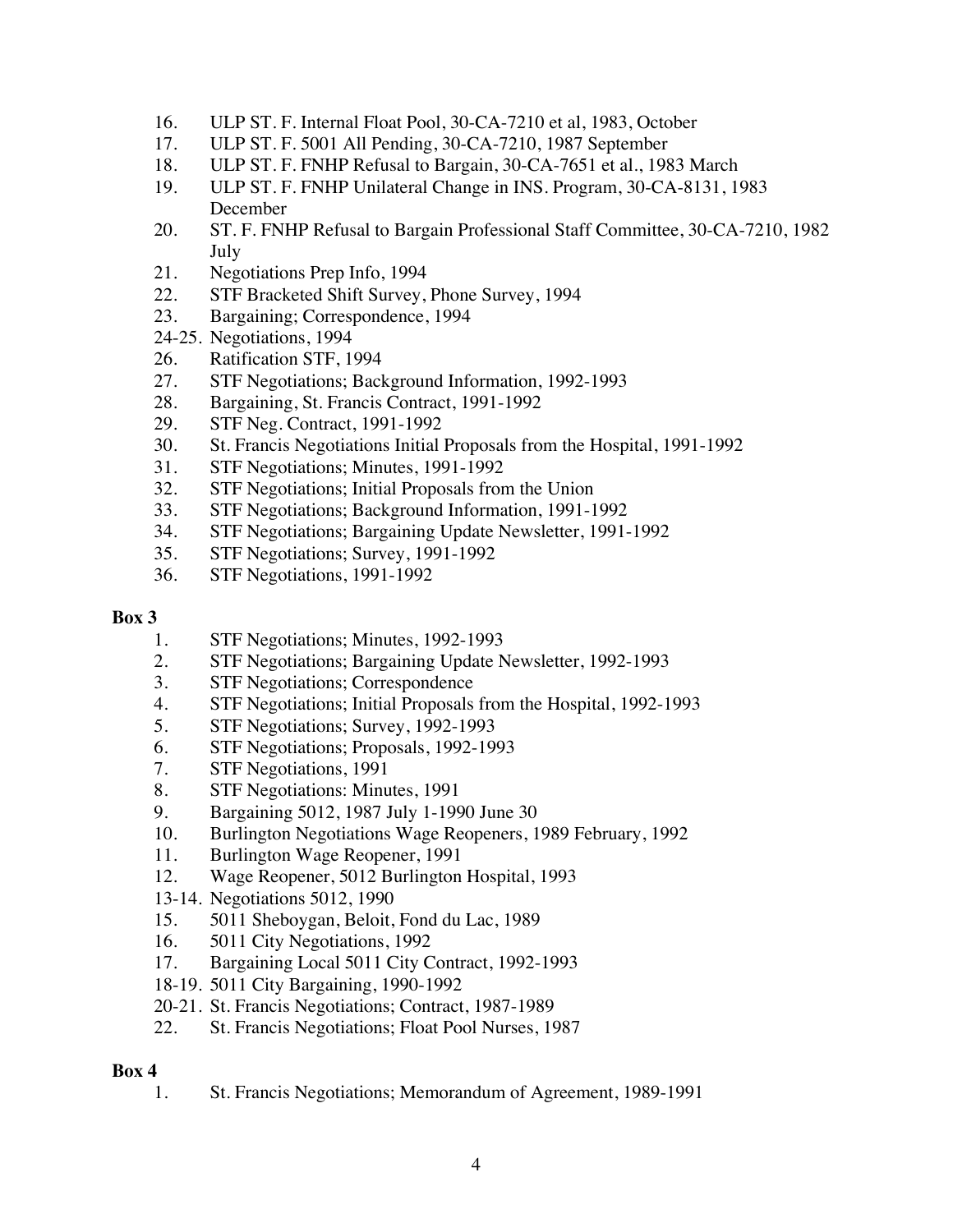16. ULP ST. F. Internal Float Pool, 30-CA-7210 et al, 1983, October
17. ULP ST. F. 5001 All Pending, 30-CA-7210, 1987 September
18. ULP ST. F. FNHP Refusal to Bargain, 30-CA-7651 et al., 1983 March
19. ULP ST. F. FNHP Unilateral Change in INS. Program, 30-CA-8131, 1983 December
20. ST. F. FNHP Refusal to Bargain Professional Staff Committee, 30-CA-7210, 1982 July
21. Negotiations Prep Info, 1994
22. STF Bracketed Shift Survey, Phone Survey, 1994
23. Bargaining; Correspondence, 1994

24-25. Negotiations, 1994

26. Ratification STF, 1994
27. STF Negotiations; Background Information, 1992-1993
28. Bargaining, St. Francis Contract, 1991-1992
29. STF Neg. Contract, 1991-1992
30. St. Francis Negotiations Initial Proposals from the Hospital, 1991-1992
31. STF Negotiations; Minutes, 1991-1992
32. STF Negotiations; Initial Proposals from the Union
33. STF Negotiations; Background Information, 1991-1992
34. STF Negotiations; Bargaining Update Newsletter, 1991-1992
35. STF Negotiations; Survey, 1991-1992
36. STF Negotiations, 1991-1992

**Box 3**

1. STF Negotiations; Minutes, 1992-1993
2. STF Negotiations; Bargaining Update Newsletter, 1992-1993
3. STF Negotiations; Correspondence
4. STF Negotiations; Initial Proposals from the Hospital, 1992-1993
5. STF Negotiations; Survey, 1992-1993
6. STF Negotiations; Proposals, 1992-1993
7. STF Negotiations, 1991
8. STF Negotiations: Minutes, 1991
9. Bargaining 5012, 1987 July 1-1990 June 30
10. Burlington Negotiations Wage Reopeners, 1989 February, 1992
11. Burlington Wage Reopener, 1991
12. Wage Reopener, 5012 Burlington Hospital, 1993

13-14. Negotiations 5012, 1990

15. 5011 Sheboygan, Beloit, Fond du Lac, 1989
16. 5011 City Negotiations, 1992
17. Bargaining Local 5011 City Contract, 1992-1993

18-19. 5011 City Bargaining, 1990-1992

20-21. St. Francis Negotiations; Contract, 1987-1989

22. St. Francis Negotiations; Float Pool Nurses, 1987

**Box 4**

1. St. Francis Negotiations; Memorandum of Agreement, 1989-1991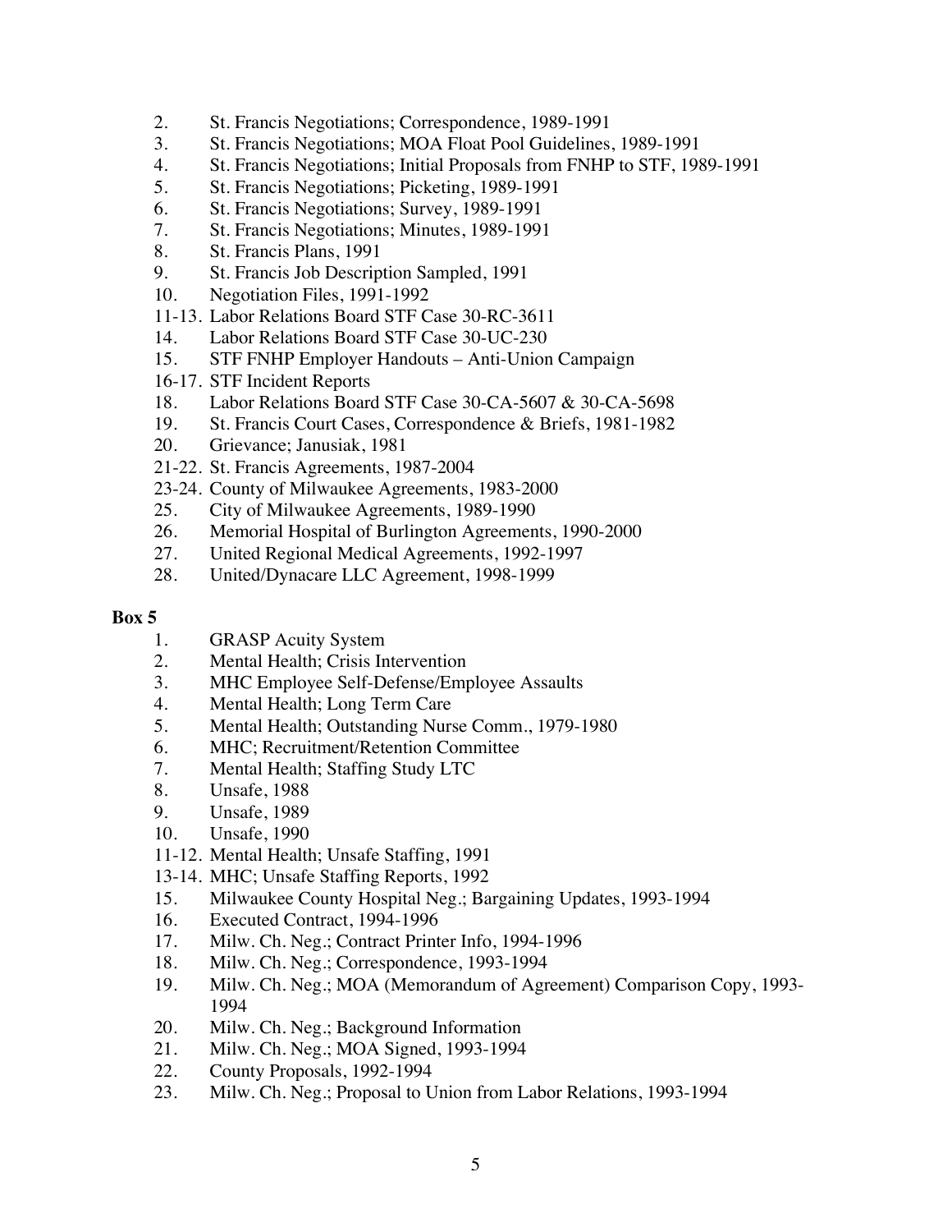2. St. Francis Negotiations; Correspondence, 1989-1991
3. St. Francis Negotiations; MOA Float Pool Guidelines, 1989-1991
4. St. Francis Negotiations; Initial Proposals from FNHP to STF, 1989-1991
5. St. Francis Negotiations; Picketing, 1989-1991
6. St. Francis Negotiations; Survey, 1989-1991
7. St. Francis Negotiations; Minutes, 1989-1991
8. St. Francis Plans, 1991
9. St. Francis Job Description Sampled, 1991
10. Negotiation Files, 1991-1992

11-13. Labor Relations Board STF Case 30-RC-3611

14. Labor Relations Board STF Case 30-UC-230
15. STF FNHP Employer Handouts – Anti-Union Campaign

16-17. STF Incident Reports

18. Labor Relations Board STF Case 30-CA-5607 & 30-CA-5698
19. St. Francis Court Cases, Correspondence & Briefs, 1981-1982
20. Grievance; Janusiak, 1981

21-22. St. Francis Agreements, 1987-2004

23-24. County of Milwaukee Agreements, 1983-2000

25. City of Milwaukee Agreements, 1989-1990
26. Memorial Hospital of Burlington Agreements, 1990-2000
27. United Regional Medical Agreements, 1992-1997
28. United/Dynacare LLC Agreement, 1998-1999

**Box 5**

1. GRASP Acuity System
2. Mental Health; Crisis Intervention
3. MHC Employee Self-Defense/Employee Assaults
4. Mental Health; Long Term Care
5. Mental Health; Outstanding Nurse Comm., 1979-1980
6. MHC; Recruitment/Retention Committee
7. Mental Health; Staffing Study LTC
8. Unsafe, 1988
9. Unsafe, 1989
10. Unsafe, 1990

11-12. Mental Health; Unsafe Staffing, 1991

13-14. MHC; Unsafe Staffing Reports, 1992

15. Milwaukee County Hospital Neg.; Bargaining Updates, 1993-1994
16. Executed Contract, 1994-1996
17. Milw. Ch. Neg.; Contract Printer Info, 1994-1996
18. Milw. Ch. Neg.; Correspondence, 1993-1994
19. Milw. Ch. Neg.; MOA (Memorandum of Agreement) Comparison Copy, 1993-1994
20. Milw. Ch. Neg.; Background Information
21. Milw. Ch. Neg.; MOA Signed, 1993-1994
22. County Proposals, 1992-1994
23. Milw. Ch. Neg.; Proposal to Union from Labor Relations, 1993-1994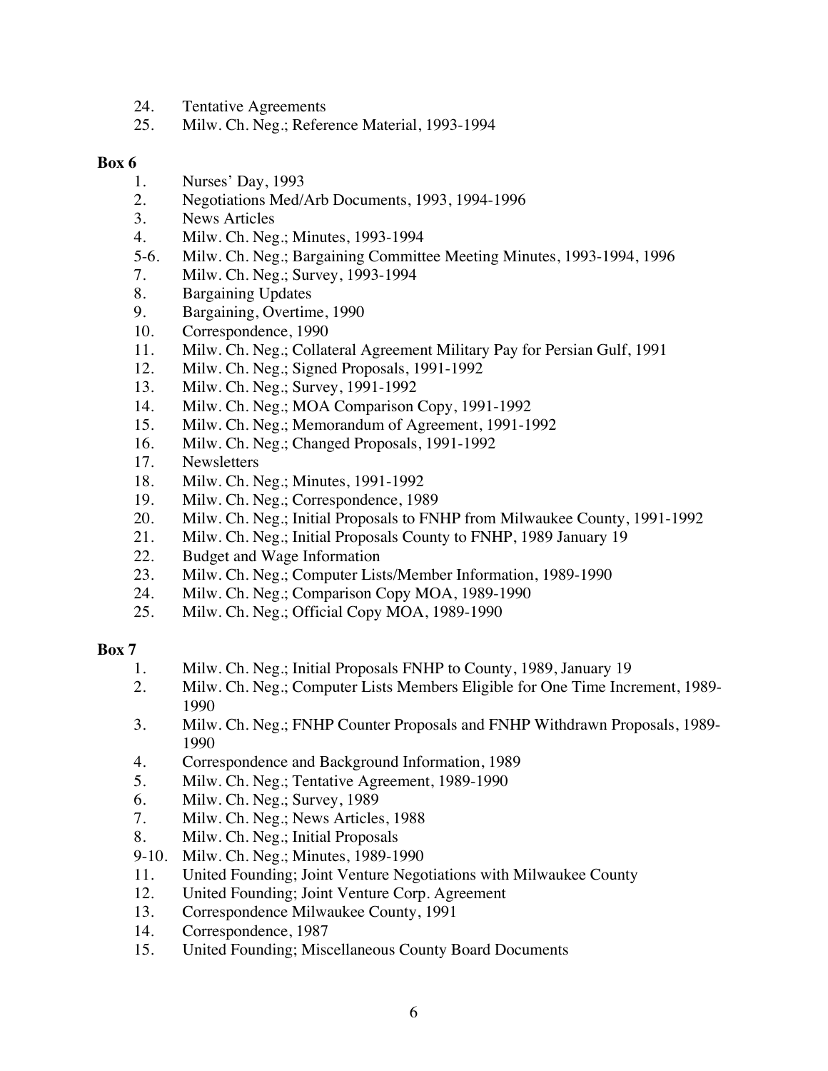24. Tentative Agreements
25. Milw. Ch. Neg.; Reference Material, 1993-1994

**Box 6**

1. Nurses' Day, 1993
2. Negotiations Med/Arb Documents, 1993, 1994-1996
3. News Articles
4. Milw. Ch. Neg.; Minutes, 1993-1994

5-6. Milw. Ch. Neg.; Bargaining Committee Meeting Minutes, 1993-1994, 1996

7. Milw. Ch. Neg.; Survey, 1993-1994
8. Bargaining Updates
9. Bargaining, Overtime, 1990
10. Correspondence, 1990
11. Milw. Ch. Neg.; Collateral Agreement Military Pay for Persian Gulf, 1991
12. Milw. Ch. Neg.; Signed Proposals, 1991-1992
13. Milw. Ch. Neg.; Survey, 1991-1992
14. Milw. Ch. Neg.; MOA Comparison Copy, 1991-1992
15. Milw. Ch. Neg.; Memorandum of Agreement, 1991-1992
16. Milw. Ch. Neg.; Changed Proposals, 1991-1992
17. Newsletters
18. Milw. Ch. Neg.; Minutes, 1991-1992
19. Milw. Ch. Neg.; Correspondence, 1989
20. Milw. Ch. Neg.; Initial Proposals to FNHP from Milwaukee County, 1991-1992
21. Milw. Ch. Neg.; Initial Proposals County to FNHP, 1989 January 19
22. Budget and Wage Information
23. Milw. Ch. Neg.; Computer Lists/Member Information, 1989-1990
24. Milw. Ch. Neg.; Comparison Copy MOA, 1989-1990
25. Milw. Ch. Neg.; Official Copy MOA, 1989-1990

**Box 7**

1. Milw. Ch. Neg.; Initial Proposals FNHP to County, 1989, January 19
2. Milw. Ch. Neg.; Computer Lists Members Eligible for One Time Increment, 1989-1990
3. Milw. Ch. Neg.; FNHP Counter Proposals and FNHP Withdrawn Proposals, 1989-1990
4. Correspondence and Background Information, 1989
5. Milw. Ch. Neg.; Tentative Agreement, 1989-1990
6. Milw. Ch. Neg.; Survey, 1989
7. Milw. Ch. Neg.; News Articles, 1988
8. Milw. Ch. Neg.; Initial Proposals

9-10. Milw. Ch. Neg.; Minutes, 1989-1990

11. United Founding; Joint Venture Negotiations with Milwaukee County
12. United Founding; Joint Venture Corp. Agreement
13. Correspondence Milwaukee County, 1991
14. Correspondence, 1987
15. United Founding; Miscellaneous County Board Documents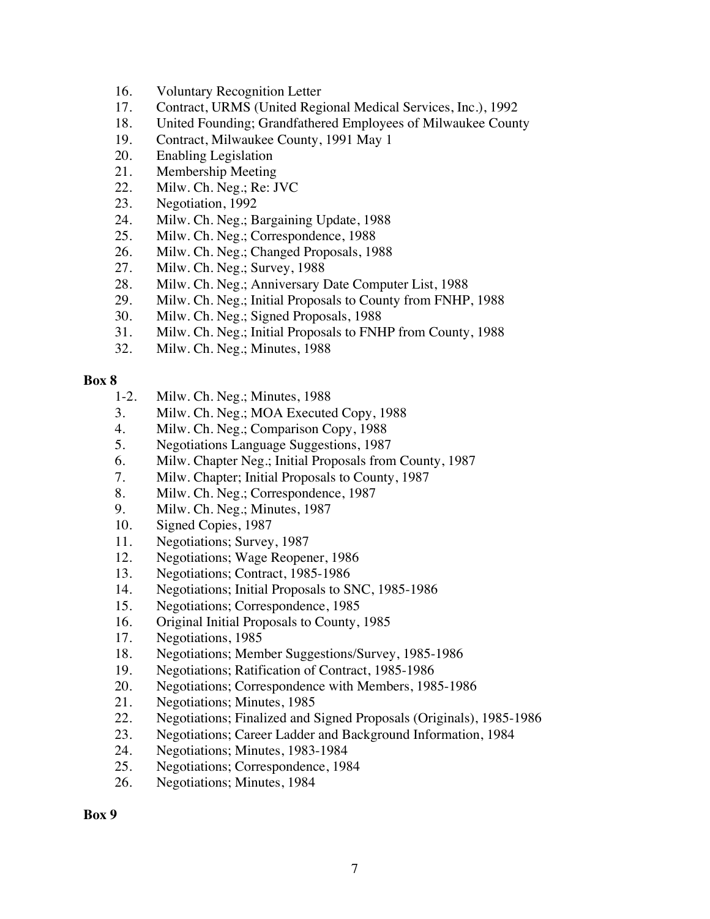16. Voluntary Recognition Letter
17. Contract, URMS (United Regional Medical Services, Inc.), 1992
18. United Founding; Grandfathered Employees of Milwaukee County
19. Contract, Milwaukee County, 1991 May 1
20. Enabling Legislation
21. Membership Meeting
22. Milw. Ch. Neg.; Re: JVC
23. Negotiation, 1992
24. Milw. Ch. Neg.; Bargaining Update, 1988
25. Milw. Ch. Neg.; Correspondence, 1988
26. Milw. Ch. Neg.; Changed Proposals, 1988
27. Milw. Ch. Neg.; Survey, 1988
28. Milw. Ch. Neg.; Anniversary Date Computer List, 1988
29. Milw. Ch. Neg.; Initial Proposals to County from FNHP, 1988
30. Milw. Ch. Neg.; Signed Proposals, 1988
31. Milw. Ch. Neg.; Initial Proposals to FNHP from County, 1988
32. Milw. Ch. Neg.; Minutes, 1988

**Box 8**

1-2. Milw. Ch. Neg.; Minutes, 1988
3. Milw. Ch. Neg.; MOA Executed Copy, 1988
4. Milw. Ch. Neg.; Comparison Copy, 1988
5. Negotiations Language Suggestions, 1987
6. Milw. Chapter Neg.; Initial Proposals from County, 1987
7. Milw. Chapter; Initial Proposals to County, 1987
8. Milw. Ch. Neg.; Correspondence, 1987
9. Milw. Ch. Neg.; Minutes, 1987
10. Signed Copies, 1987
11. Negotiations; Survey, 1987
12. Negotiations; Wage Reopener, 1986
13. Negotiations; Contract, 1985-1986
14. Negotiations; Initial Proposals to SNC, 1985-1986
15. Negotiations; Correspondence, 1985
16. Original Initial Proposals to County, 1985
17. Negotiations, 1985
18. Negotiations; Member Suggestions/Survey, 1985-1986
19. Negotiations; Ratification of Contract, 1985-1986
20. Negotiations; Correspondence with Members, 1985-1986
21. Negotiations; Minutes, 1985
22. Negotiations; Finalized and Signed Proposals (Originals), 1985-1986
23. Negotiations; Career Ladder and Background Information, 1984
24. Negotiations; Minutes, 1983-1984
25. Negotiations; Correspondence, 1984
26. Negotiations; Minutes, 1984

**Box 9**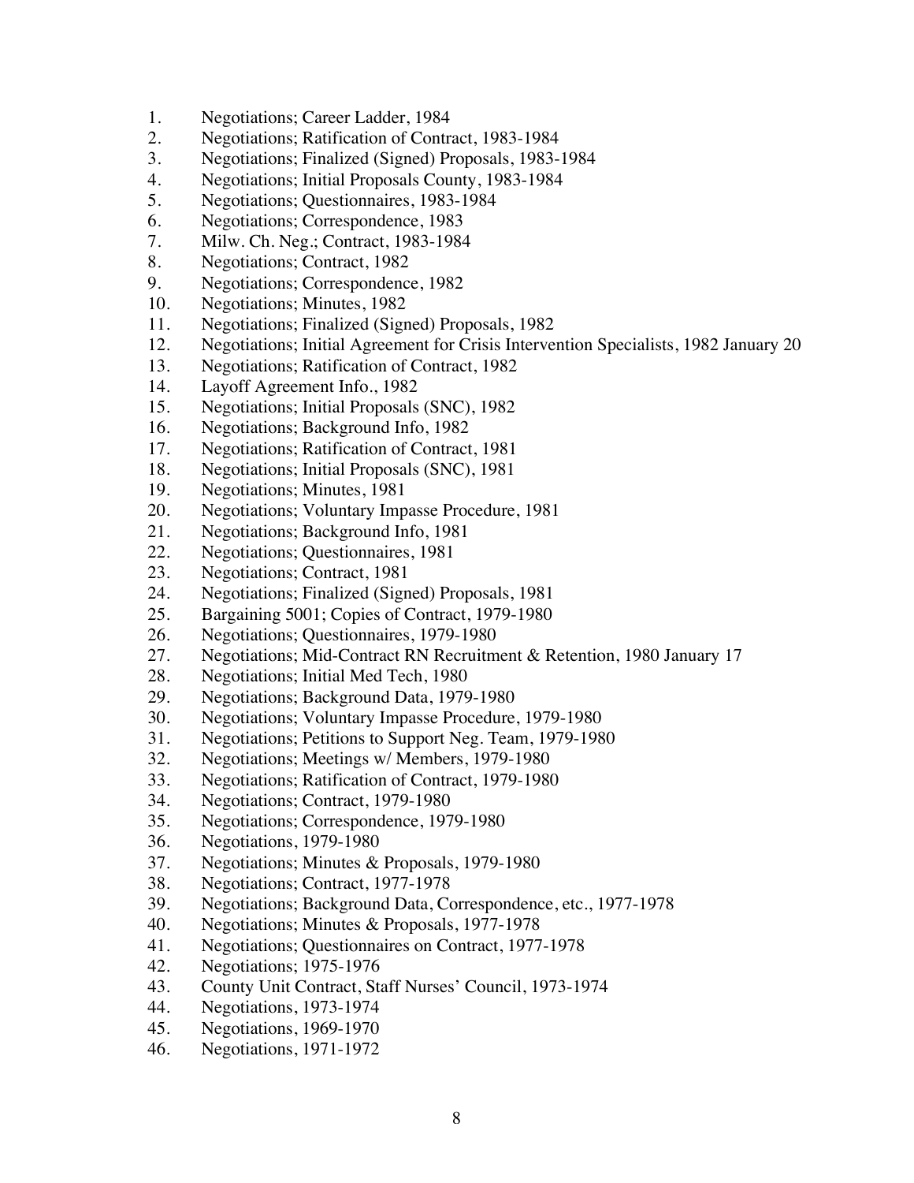1. Negotiations; Career Ladder, 1984
2. Negotiations; Ratification of Contract, 1983-1984
3. Negotiations; Finalized (Signed) Proposals, 1983-1984
4. Negotiations; Initial Proposals County, 1983-1984
5. Negotiations; Questionnaires, 1983-1984
6. Negotiations; Correspondence, 1983
7. Milw. Ch. Neg.; Contract, 1983-1984
8. Negotiations; Contract, 1982
9. Negotiations; Correspondence, 1982
10. Negotiations; Minutes, 1982
11. Negotiations; Finalized (Signed) Proposals, 1982
12. Negotiations; Initial Agreement for Crisis Intervention Specialists, 1982 January 20
13. Negotiations; Ratification of Contract, 1982
14. Layoff Agreement Info., 1982
15. Negotiations; Initial Proposals (SNC), 1982
16. Negotiations; Background Info, 1982
17. Negotiations; Ratification of Contract, 1981
18. Negotiations; Initial Proposals (SNC), 1981
19. Negotiations; Minutes, 1981
20. Negotiations; Voluntary Impasse Procedure, 1981
21. Negotiations; Background Info, 1981
22. Negotiations; Questionnaires, 1981
23. Negotiations; Contract, 1981
24. Negotiations; Finalized (Signed) Proposals, 1981
25. Bargaining 5001; Copies of Contract, 1979-1980
26. Negotiations; Questionnaires, 1979-1980
27. Negotiations; Mid-Contract RN Recruitment & Retention, 1980 January 17
28. Negotiations; Initial Med Tech, 1980
29. Negotiations; Background Data, 1979-1980
30. Negotiations; Voluntary Impasse Procedure, 1979-1980
31. Negotiations; Petitions to Support Neg. Team, 1979-1980
32. Negotiations; Meetings w/ Members, 1979-1980
33. Negotiations; Ratification of Contract, 1979-1980
34. Negotiations; Contract, 1979-1980
35. Negotiations; Correspondence, 1979-1980
36. Negotiations, 1979-1980
37. Negotiations; Minutes & Proposals, 1979-1980
38. Negotiations; Contract, 1977-1978
39. Negotiations; Background Data, Correspondence, etc., 1977-1978
40. Negotiations; Minutes & Proposals, 1977-1978
41. Negotiations; Questionnaires on Contract, 1977-1978
42. Negotiations; 1975-1976
43. County Unit Contract, Staff Nurses' Council, 1973-1974
44. Negotiations, 1973-1974
45. Negotiations, 1969-1970
46. Negotiations, 1971-1972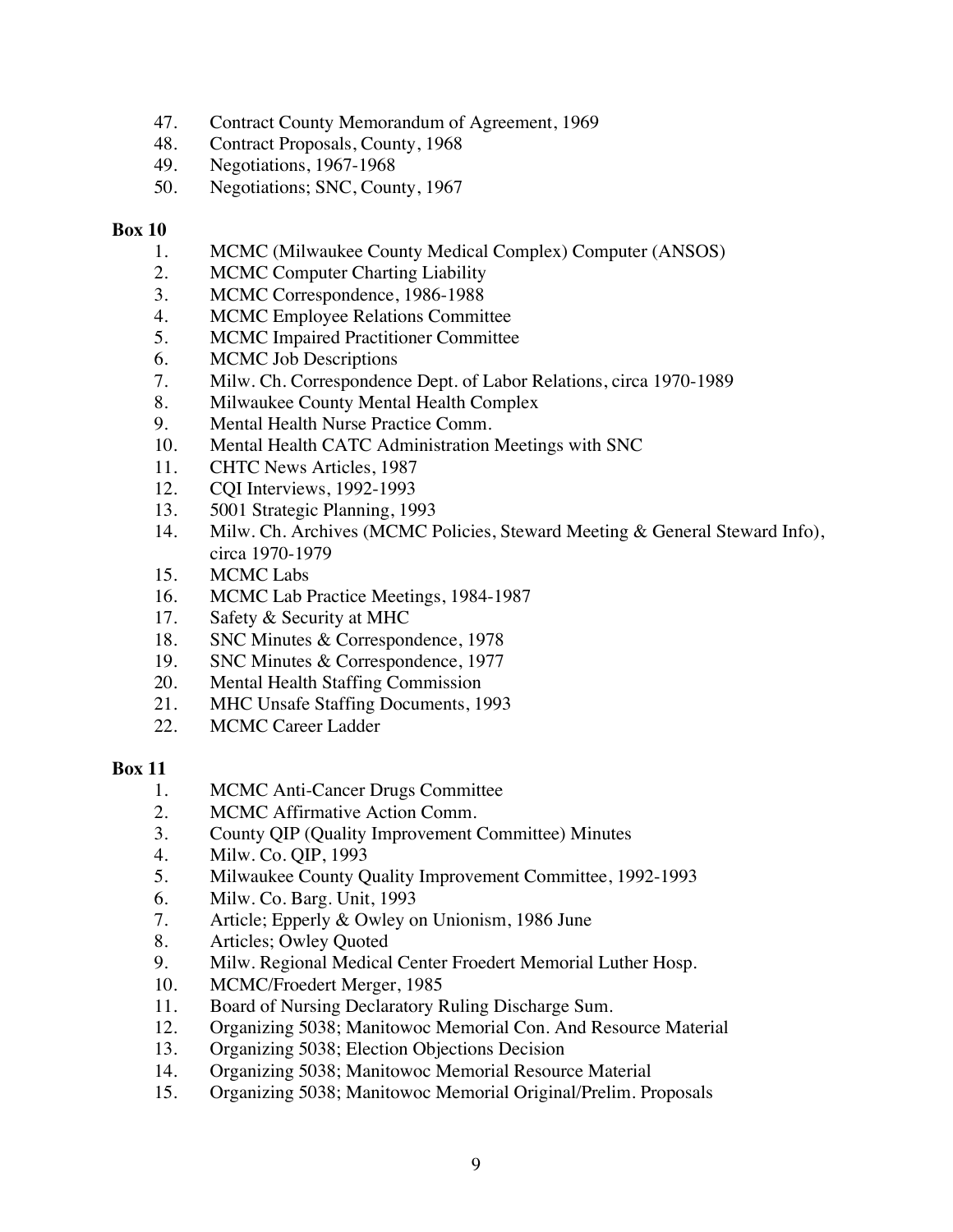47. Contract County Memorandum of Agreement, 1969
48. Contract Proposals, County, 1968
49. Negotiations, 1967-1968
50. Negotiations; SNC, County, 1967

**Box 10**

1. MCMC (Milwaukee County Medical Complex) Computer (ANSOS)
2. MCMC Computer Charting Liability
3. MCMC Correspondence, 1986-1988
4. MCMC Employee Relations Committee
5. MCMC Impaired Practitioner Committee
6. MCMC Job Descriptions
7. Milw. Ch. Correspondence Dept. of Labor Relations, circa 1970-1989
8. Milwaukee County Mental Health Complex
9. Mental Health Nurse Practice Comm.
10. Mental Health CATC Administration Meetings with SNC
11. CHTC News Articles, 1987
12. CQI Interviews, 1992-1993
13. 5001 Strategic Planning, 1993
14. Milw. Ch. Archives (MCMC Policies, Steward Meeting & General Steward Info), circa 1970-1979
15. MCMC Labs
16. MCMC Lab Practice Meetings, 1984-1987
17. Safety & Security at MHC
18. SNC Minutes & Correspondence, 1978
19. SNC Minutes & Correspondence, 1977
20. Mental Health Staffing Commission
21. MHC Unsafe Staffing Documents, 1993
22. MCMC Career Ladder

**Box 11**

1. MCMC Anti-Cancer Drugs Committee
2. MCMC Affirmative Action Comm.
3. County QIP (Quality Improvement Committee) Minutes
4. Milw. Co. QIP, 1993
5. Milwaukee County Quality Improvement Committee, 1992-1993
6. Milw. Co. Barg. Unit, 1993
7. Article; Epperly & Owley on Unionism, 1986 June
8. Articles; Owley Quoted
9. Milw. Regional Medical Center Froedert Memorial Luther Hosp.
10. MCMC/Froedert Merger, 1985
11. Board of Nursing Declaratory Ruling Discharge Sum.
12. Organizing 5038; Manitowoc Memorial Con. And Resource Material
13. Organizing 5038; Election Objections Decision
14. Organizing 5038; Manitowoc Memorial Resource Material
15. Organizing 5038; Manitowoc Memorial Original/Prelim. Proposals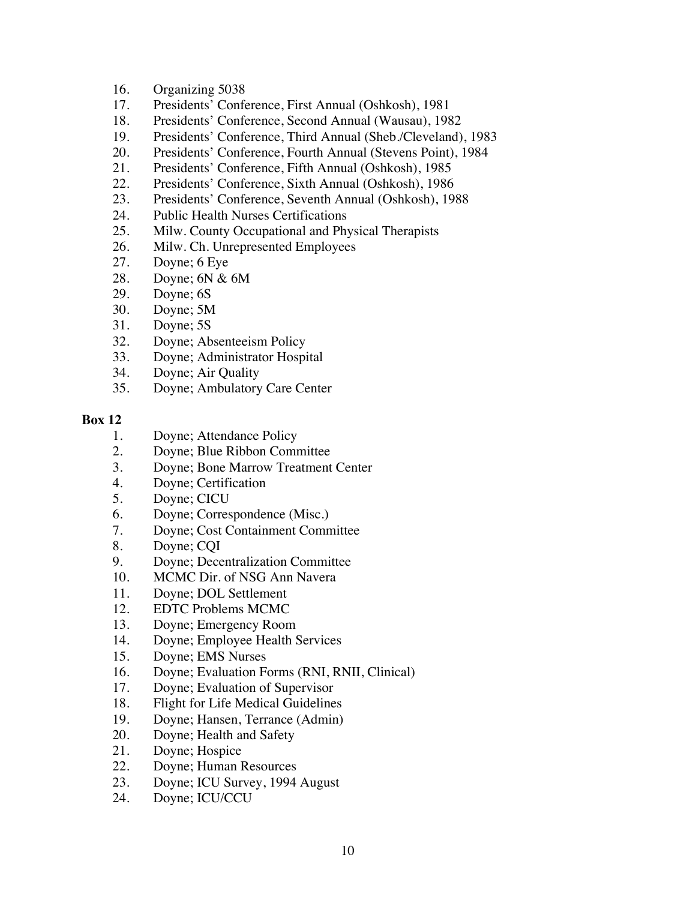16. Organizing 5038
17. Presidents' Conference, First Annual (Oshkosh), 1981
18. Presidents' Conference, Second Annual (Wausau), 1982
19. Presidents' Conference, Third Annual (Sheb./Cleveland), 1983
20. Presidents' Conference, Fourth Annual (Stevens Point), 1984
21. Presidents' Conference, Fifth Annual (Oshkosh), 1985
22. Presidents' Conference, Sixth Annual (Oshkosh), 1986
23. Presidents' Conference, Seventh Annual (Oshkosh), 1988
24. Public Health Nurses Certifications
25. Milw. County Occupational and Physical Therapists
26. Milw. Ch. Unrepresented Employees
27. Doyne; 6 Eye
28. Doyne; 6N & 6M
29. Doyne; 6S
30. Doyne; 5M
31. Doyne; 5S
32. Doyne; Absenteeism Policy
33. Doyne; Administrator Hospital
34. Doyne; Air Quality
35. Doyne; Ambulatory Care Center

**Box 12**

1. Doyne; Attendance Policy
2. Doyne; Blue Ribbon Committee
3. Doyne; Bone Marrow Treatment Center
4. Doyne; Certification
5. Doyne; CICU
6. Doyne; Correspondence (Misc.)
7. Doyne; Cost Containment Committee
8. Doyne; CQI
9. Doyne; Decentralization Committee
10. MCMC Dir. of NSG Ann Navera
11. Doyne; DOL Settlement
12. EDTC Problems MCMC
13. Doyne; Emergency Room
14. Doyne; Employee Health Services
15. Doyne; EMS Nurses
16. Doyne; Evaluation Forms (RNI, RNII, Clinical)
17. Doyne; Evaluation of Supervisor
18. Flight for Life Medical Guidelines
19. Doyne; Hansen, Terrance (Admin)
20. Doyne; Health and Safety
21. Doyne; Hospice
22. Doyne; Human Resources
23. Doyne; ICU Survey, 1994 August
24. Doyne; ICU/CCU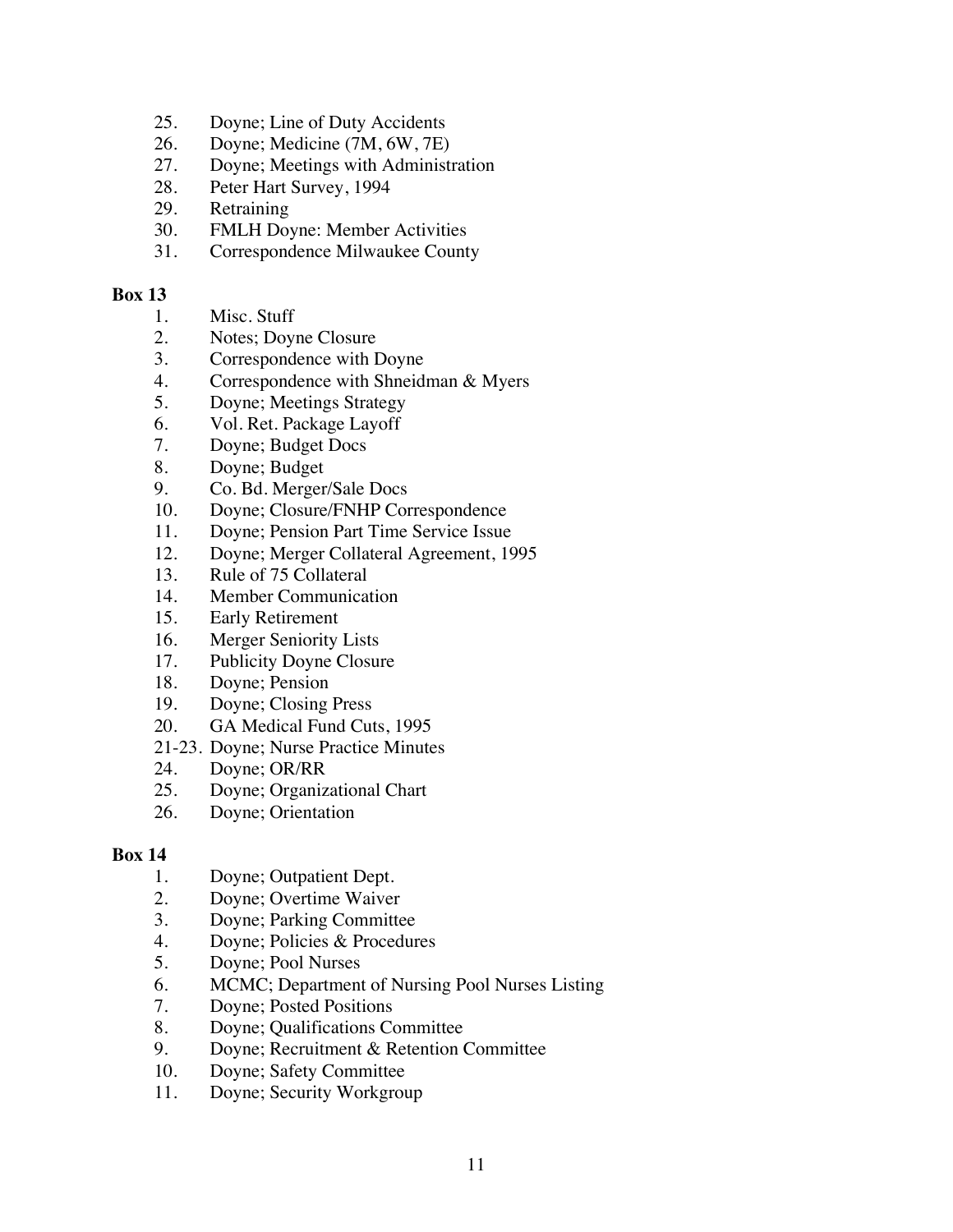25. Doyne; Line of Duty Accidents
26. Doyne; Medicine (7M, 6W, 7E)
27. Doyne; Meetings with Administration
28. Peter Hart Survey, 1994
29. Retraining
30. FMLH Doyne: Member Activities
31. Correspondence Milwaukee County

**Box 13**

1. Misc. Stuff
2. Notes; Doyne Closure
3. Correspondence with Doyne
4. Correspondence with Shneidman & Myers
5. Doyne; Meetings Strategy
6. Vol. Ret. Package Layoff
7. Doyne; Budget Docs
8. Doyne; Budget
9. Co. Bd. Merger/Sale Docs
10. Doyne; Closure/FNHP Correspondence
11. Doyne; Pension Part Time Service Issue
12. Doyne; Merger Collateral Agreement, 1995
13. Rule of 75 Collateral
14. Member Communication
15. Early Retirement
16. Merger Seniority Lists
17. Publicity Doyne Closure
18. Doyne; Pension
19. Doyne; Closing Press
20. GA Medical Fund Cuts, 1995

21-23. Doyne; Nurse Practice Minutes

24. Doyne; OR/RR
25. Doyne; Organizational Chart
26. Doyne; Orientation

**Box 14**

1. Doyne; Outpatient Dept.
2. Doyne; Overtime Waiver
3. Doyne; Parking Committee
4. Doyne; Policies & Procedures
5. Doyne; Pool Nurses
6. MCMC; Department of Nursing Pool Nurses Listing
7. Doyne; Posted Positions
8. Doyne; Qualifications Committee
9. Doyne; Recruitment & Retention Committee
10. Doyne; Safety Committee
11. Doyne; Security Workgroup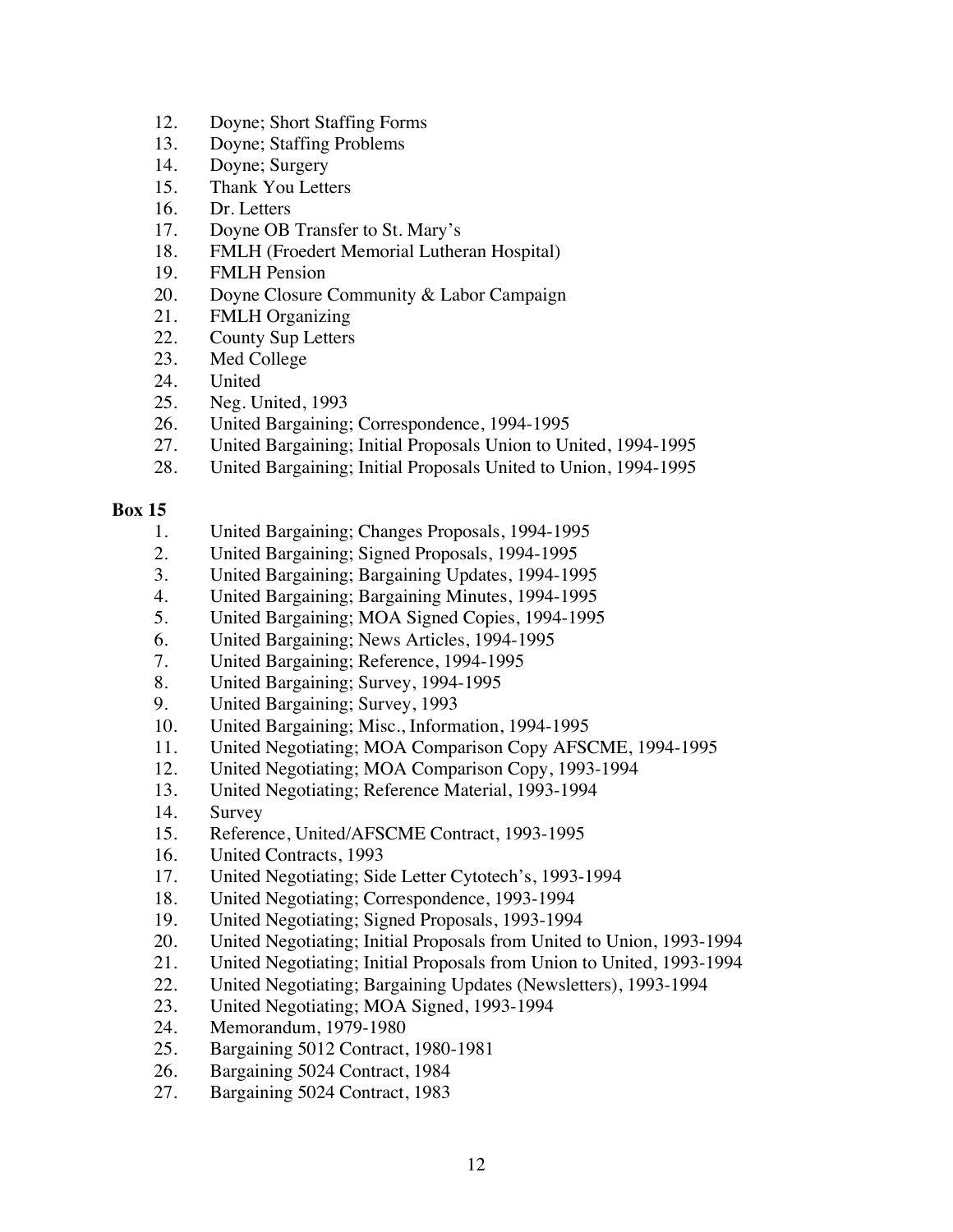12. Doyne; Short Staffing Forms
13. Doyne; Staffing Problems
14. Doyne; Surgery
15. Thank You Letters
16. Dr. Letters
17. Doyne OB Transfer to St. Mary's
18. FMLH (Froedert Memorial Lutheran Hospital)
19. FMLH Pension
20. Doyne Closure Community & Labor Campaign
21. FMLH Organizing
22. County Sup Letters
23. Med College
24. United
25. Neg. United, 1993
26. United Bargaining; Correspondence, 1994-1995
27. United Bargaining; Initial Proposals Union to United, 1994-1995
28. United Bargaining; Initial Proposals United to Union, 1994-1995

**Box 15**

1. United Bargaining; Changes Proposals, 1994-1995
2. United Bargaining; Signed Proposals, 1994-1995
3. United Bargaining; Bargaining Updates, 1994-1995
4. United Bargaining; Bargaining Minutes, 1994-1995
5. United Bargaining; MOA Signed Copies, 1994-1995
6. United Bargaining; News Articles, 1994-1995
7. United Bargaining; Reference, 1994-1995
8. United Bargaining; Survey, 1994-1995
9. United Bargaining; Survey, 1993
10. United Bargaining; Misc., Information, 1994-1995
11. United Negotiating; MOA Comparison Copy AFSCME, 1994-1995
12. United Negotiating; MOA Comparison Copy, 1993-1994
13. United Negotiating; Reference Material, 1993-1994
14. Survey
15. Reference, United/AFSCME Contract, 1993-1995
16. United Contracts, 1993
17. United Negotiating; Side Letter Cytotech's, 1993-1994
18. United Negotiating; Correspondence, 1993-1994
19. United Negotiating; Signed Proposals, 1993-1994
20. United Negotiating; Initial Proposals from United to Union, 1993-1994
21. United Negotiating; Initial Proposals from Union to United, 1993-1994
22. United Negotiating; Bargaining Updates (Newsletters), 1993-1994
23. United Negotiating; MOA Signed, 1993-1994
24. Memorandum, 1979-1980
25. Bargaining 5012 Contract, 1980-1981
26. Bargaining 5024 Contract, 1984
27. Bargaining 5024 Contract, 1983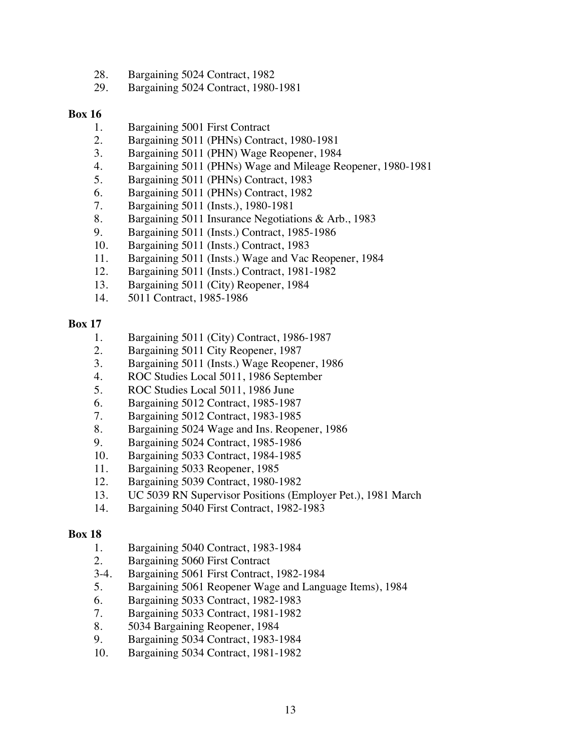28. Bargaining 5024 Contract, 1982
29. Bargaining 5024 Contract, 1980-1981

**Box 16**

1. Bargaining 5001 First Contract
2. Bargaining 5011 (PHNs) Contract, 1980-1981
3. Bargaining 5011 (PHN) Wage Reopener, 1984
4. Bargaining 5011 (PHNs) Wage and Mileage Reopener, 1980-1981
5. Bargaining 5011 (PHNs) Contract, 1983
6. Bargaining 5011 (PHNs) Contract, 1982
7. Bargaining 5011 (Insts.), 1980-1981
8. Bargaining 5011 Insurance Negotiations & Arb., 1983
9. Bargaining 5011 (Insts.) Contract, 1985-1986
10. Bargaining 5011 (Insts.) Contract, 1983
11. Bargaining 5011 (Insts.) Wage and Vac Reopener, 1984
12. Bargaining 5011 (Insts.) Contract, 1981-1982
13. Bargaining 5011 (City) Reopener, 1984
14. 5011 Contract, 1985-1986

**Box 17**

1. Bargaining 5011 (City) Contract, 1986-1987
2. Bargaining 5011 City Reopener, 1987
3. Bargaining 5011 (Insts.) Wage Reopener, 1986
4. ROC Studies Local 5011, 1986 September
5. ROC Studies Local 5011, 1986 June
6. Bargaining 5012 Contract, 1985-1987
7. Bargaining 5012 Contract, 1983-1985
8. Bargaining 5024 Wage and Ins. Reopener, 1986
9. Bargaining 5024 Contract, 1985-1986
10. Bargaining 5033 Contract, 1984-1985
11. Bargaining 5033 Reopener, 1985
12. Bargaining 5039 Contract, 1980-1982
13. UC 5039 RN Supervisor Positions (Employer Pet.), 1981 March
14. Bargaining 5040 First Contract, 1982-1983

**Box 18**

1. Bargaining 5040 Contract, 1983-1984
2. Bargaining 5060 First Contract

3-4. Bargaining 5061 First Contract, 1982-1984

5. Bargaining 5061 Reopener Wage and Language Items), 1984
6. Bargaining 5033 Contract, 1982-1983
7. Bargaining 5033 Contract, 1981-1982
8. 5034 Bargaining Reopener, 1984
9. Bargaining 5034 Contract, 1983-1984
10. Bargaining 5034 Contract, 1981-1982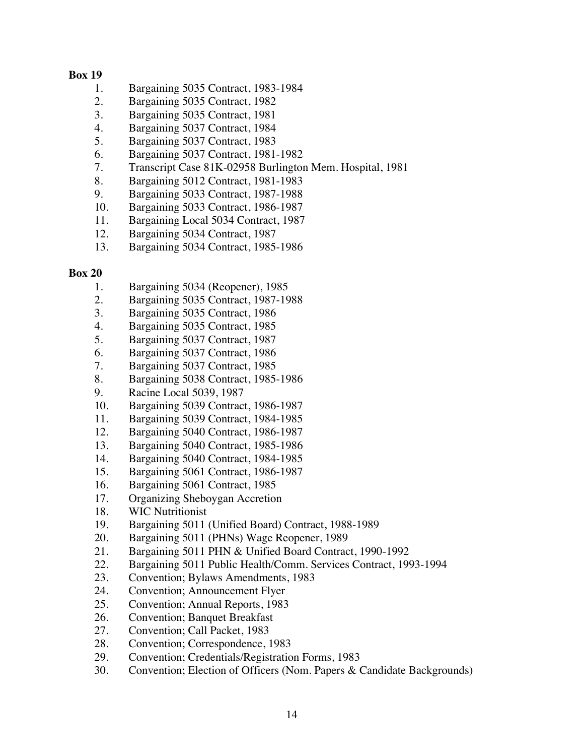**Box 19**

1. Bargaining 5035 Contract, 1983-1984
2. Bargaining 5035 Contract, 1982
3. Bargaining 5035 Contract, 1981
4. Bargaining 5037 Contract, 1984
5. Bargaining 5037 Contract, 1983
6. Bargaining 5037 Contract, 1981-1982
7. Transcript Case 81K-02958 Burlington Mem. Hospital, 1981
8. Bargaining 5012 Contract, 1981-1983
9. Bargaining 5033 Contract, 1987-1988
10. Bargaining 5033 Contract, 1986-1987
11. Bargaining Local 5034 Contract, 1987
12. Bargaining 5034 Contract, 1987
13. Bargaining 5034 Contract, 1985-1986

**Box 20**

1. Bargaining 5034 (Reopener), 1985
2. Bargaining 5035 Contract, 1987-1988
3. Bargaining 5035 Contract, 1986
4. Bargaining 5035 Contract, 1985
5. Bargaining 5037 Contract, 1987
6. Bargaining 5037 Contract, 1986
7. Bargaining 5037 Contract, 1985
8. Bargaining 5038 Contract, 1985-1986
9. Racine Local 5039, 1987
10. Bargaining 5039 Contract, 1986-1987
11. Bargaining 5039 Contract, 1984-1985
12. Bargaining 5040 Contract, 1986-1987
13. Bargaining 5040 Contract, 1985-1986
14. Bargaining 5040 Contract, 1984-1985
15. Bargaining 5061 Contract, 1986-1987
16. Bargaining 5061 Contract, 1985
17. Organizing Sheboygan Accretion
18. WIC Nutritionist
19. Bargaining 5011 (Unified Board) Contract, 1988-1989
20. Bargaining 5011 (PHNs) Wage Reopener, 1989
21. Bargaining 5011 PHN & Unified Board Contract, 1990-1992
22. Bargaining 5011 Public Health/Comm. Services Contract, 1993-1994
23. Convention; Bylaws Amendments, 1983
24. Convention; Announcement Flyer
25. Convention; Annual Reports, 1983
26. Convention; Banquet Breakfast
27. Convention; Call Packet, 1983
28. Convention; Correspondence, 1983
29. Convention; Credentials/Registration Forms, 1983
30. Convention; Election of Officers (Nom. Papers & Candidate Backgrounds)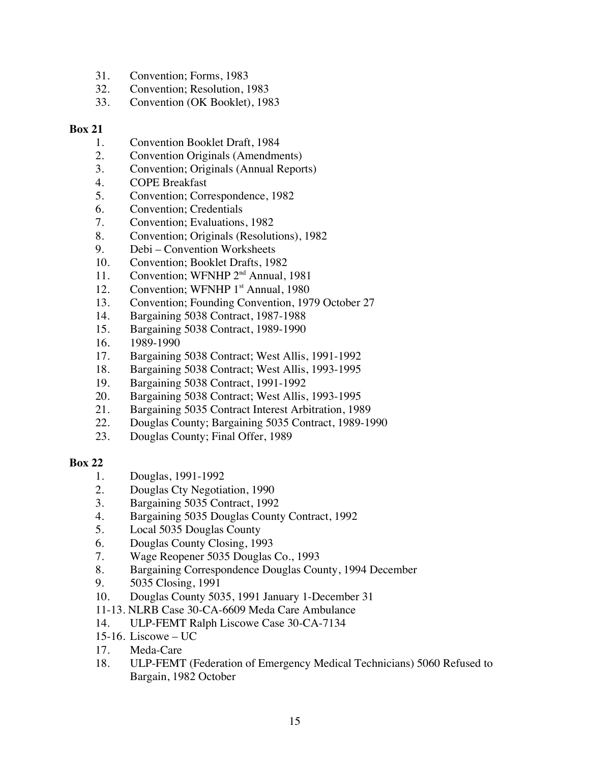31. Convention; Forms, 1983
32. Convention; Resolution, 1983
33. Convention (OK Booklet), 1983

**Box 21**

1. Convention Booklet Draft, 1984
2. Convention Originals (Amendments)
3. Convention; Originals (Annual Reports)
4. COPE Breakfast
5. Convention; Correspondence, 1982
6. Convention; Credentials
7. Convention; Evaluations, 1982
8. Convention; Originals (Resolutions), 1982
9. Debi – Convention Worksheets
10. Convention; Booklet Drafts, 1982
11. Convention; WFNHP 2nd Annual, 1981
12. Convention; WFNHP 1st Annual, 1980
13. Convention; Founding Convention, 1979 October 27
14. Bargaining 5038 Contract, 1987-1988
15. Bargaining 5038 Contract, 1989-1990
16. 1989-1990
17. Bargaining 5038 Contract; West Allis, 1991-1992
18. Bargaining 5038 Contract; West Allis, 1993-1995
19. Bargaining 5038 Contract, 1991-1992
20. Bargaining 5038 Contract; West Allis, 1993-1995
21. Bargaining 5035 Contract Interest Arbitration, 1989
22. Douglas County; Bargaining 5035 Contract, 1989-1990
23. Douglas County; Final Offer, 1989

**Box 22**

1. Douglas, 1991-1992
2. Douglas Cty Negotiation, 1990
3. Bargaining 5035 Contract, 1992
4. Bargaining 5035 Douglas County Contract, 1992
5. Local 5035 Douglas County
6. Douglas County Closing, 1993
7. Wage Reopener 5035 Douglas Co., 1993
8. Bargaining Correspondence Douglas County, 1994 December
9. 5035 Closing, 1991
10. Douglas County 5035, 1991 January 1-December 31

11-13. NLRB Case 30-CA-6609 Meda Care Ambulance

14. ULP-FEMT Ralph Liscowe Case 30-CA-7134

15-16. Liscowe – UC

17. Meda-Care
18. ULP-FEMT (Federation of Emergency Medical Technicians) 5060 Refused to Bargain, 1982 October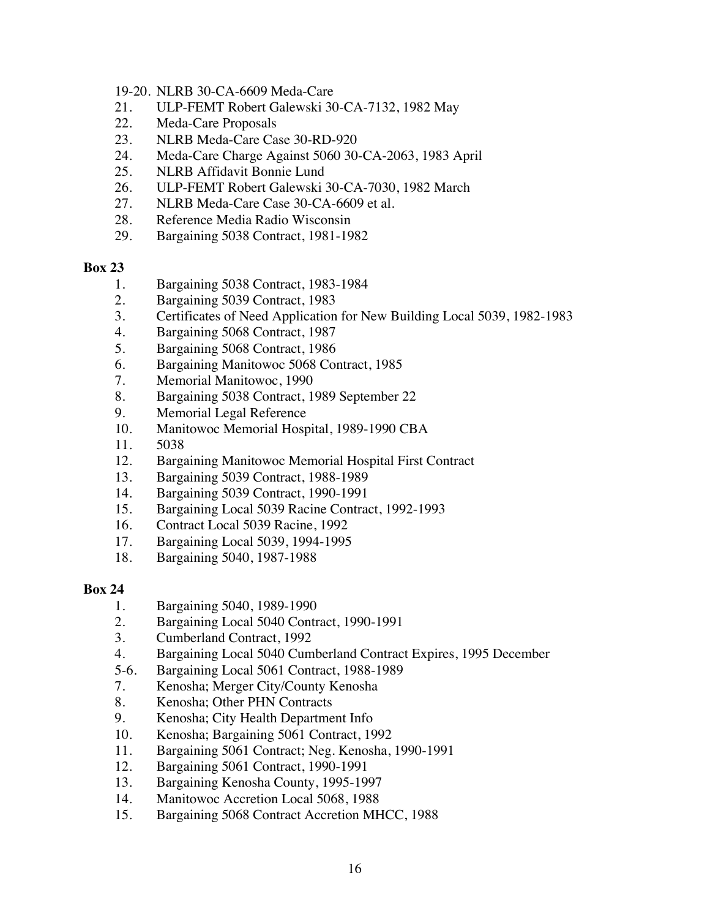19-20. NLRB 30-CA-6609 Meda-Care
21. ULP-FEMT Robert Galewski 30-CA-7132, 1982 May
22. Meda-Care Proposals
23. NLRB Meda-Care Case 30-RD-920
24. Meda-Care Charge Against 5060 30-CA-2063, 1983 April
25. NLRB Affidavit Bonnie Lund
26. ULP-FEMT Robert Galewski 30-CA-7030, 1982 March
27. NLRB Meda-Care Case 30-CA-6609 et al.
28. Reference Media Radio Wisconsin
29. Bargaining 5038 Contract, 1981-1982

**Box 23**

1. Bargaining 5038 Contract, 1983-1984
2. Bargaining 5039 Contract, 1983
3. Certificates of Need Application for New Building Local 5039, 1982-1983
4. Bargaining 5068 Contract, 1987
5. Bargaining 5068 Contract, 1986
6. Bargaining Manitowoc 5068 Contract, 1985
7. Memorial Manitowoc, 1990
8. Bargaining 5038 Contract, 1989 September 22
9. Memorial Legal Reference
10. Manitowoc Memorial Hospital, 1989-1990 CBA
11. 5038
12. Bargaining Manitowoc Memorial Hospital First Contract
13. Bargaining 5039 Contract, 1988-1989
14. Bargaining 5039 Contract, 1990-1991
15. Bargaining Local 5039 Racine Contract, 1992-1993
16. Contract Local 5039 Racine, 1992
17. Bargaining Local 5039, 1994-1995
18. Bargaining 5040, 1987-1988

**Box 24**

1. Bargaining 5040, 1989-1990
2. Bargaining Local 5040 Contract, 1990-1991
3. Cumberland Contract, 1992
4. Bargaining Local 5040 Cumberland Contract Expires, 1995 December

5-6. Bargaining Local 5061 Contract, 1988-1989

7. Kenosha; Merger City/County Kenosha
8. Kenosha; Other PHN Contracts
9. Kenosha; City Health Department Info
10. Kenosha; Bargaining 5061 Contract, 1992
11. Bargaining 5061 Contract; Neg. Kenosha, 1990-1991
12. Bargaining 5061 Contract, 1990-1991
13. Bargaining Kenosha County, 1995-1997
14. Manitowoc Accretion Local 5068, 1988
15. Bargaining 5068 Contract Accretion MHCC, 1988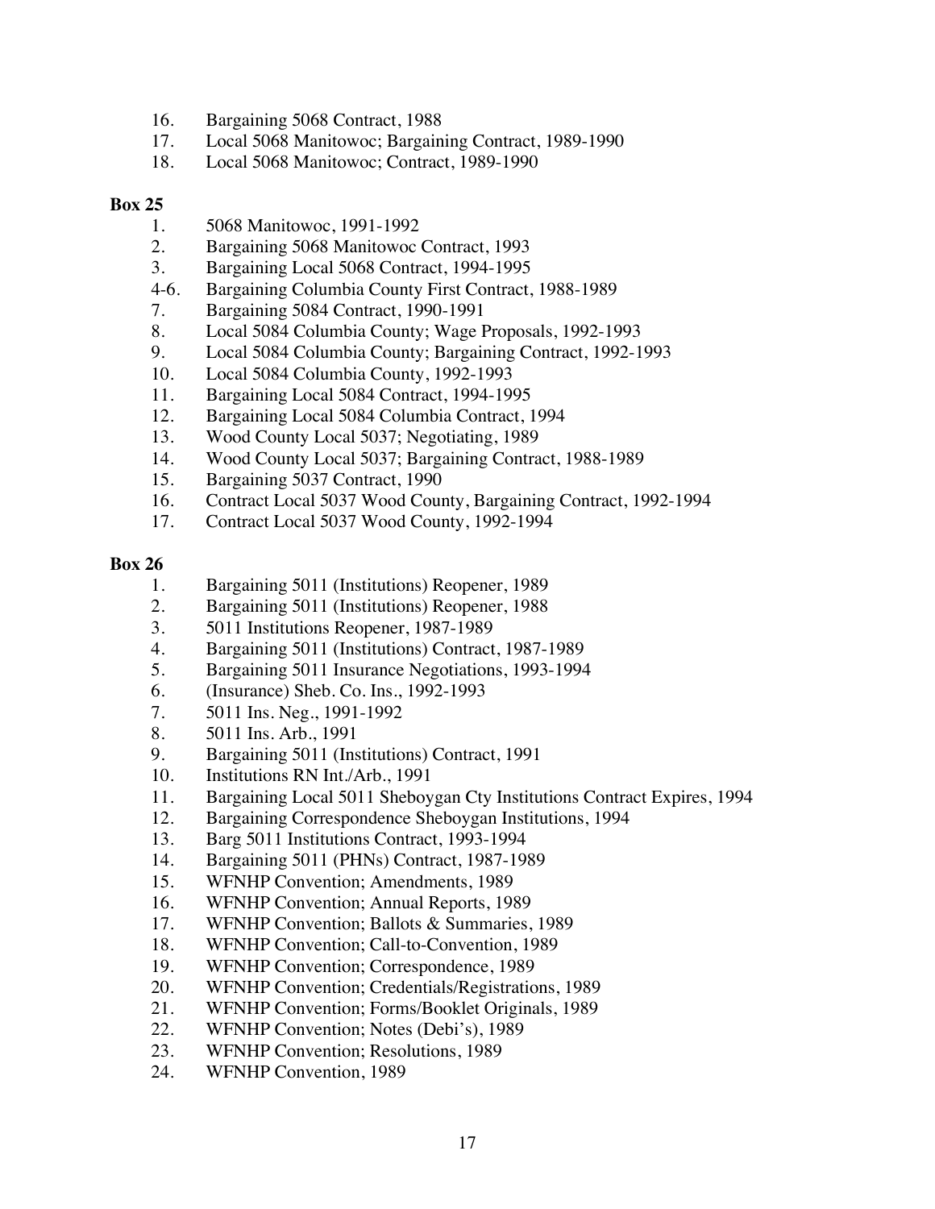16. Bargaining 5068 Contract, 1988
17. Local 5068 Manitowoc; Bargaining Contract, 1989-1990
18. Local 5068 Manitowoc; Contract, 1989-1990

**Box 25**

1. 5068 Manitowoc, 1991-1992
2. Bargaining 5068 Manitowoc Contract, 1993
3. Bargaining Local 5068 Contract, 1994-1995

4-6. Bargaining Columbia County First Contract, 1988-1989

7. Bargaining 5084 Contract, 1990-1991
8. Local 5084 Columbia County; Wage Proposals, 1992-1993
9. Local 5084 Columbia County; Bargaining Contract, 1992-1993
10. Local 5084 Columbia County, 1992-1993
11. Bargaining Local 5084 Contract, 1994-1995
12. Bargaining Local 5084 Columbia Contract, 1994
13. Wood County Local 5037; Negotiating, 1989
14. Wood County Local 5037; Bargaining Contract, 1988-1989
15. Bargaining 5037 Contract, 1990
16. Contract Local 5037 Wood County, Bargaining Contract, 1992-1994
17. Contract Local 5037 Wood County, 1992-1994

**Box 26**

1. Bargaining 5011 (Institutions) Reopener, 1989
2. Bargaining 5011 (Institutions) Reopener, 1988
3. 5011 Institutions Reopener, 1987-1989
4. Bargaining 5011 (Institutions) Contract, 1987-1989
5. Bargaining 5011 Insurance Negotiations, 1993-1994
6. (Insurance) Sheb. Co. Ins., 1992-1993
7. 5011 Ins. Neg., 1991-1992
8. 5011 Ins. Arb., 1991
9. Bargaining 5011 (Institutions) Contract, 1991
10. Institutions RN Int./Arb., 1991
11. Bargaining Local 5011 Sheboygan Cty Institutions Contract Expires, 1994
12. Bargaining Correspondence Sheboygan Institutions, 1994
13. Barg 5011 Institutions Contract, 1993-1994
14. Bargaining 5011 (PHNs) Contract, 1987-1989
15. WFNHP Convention; Amendments, 1989
16. WFNHP Convention; Annual Reports, 1989
17. WFNHP Convention; Ballots & Summaries, 1989
18. WFNHP Convention; Call-to-Convention, 1989
19. WFNHP Convention; Correspondence, 1989
20. WFNHP Convention; Credentials/Registrations, 1989
21. WFNHP Convention; Forms/Booklet Originals, 1989
22. WFNHP Convention; Notes (Debi's), 1989
23. WFNHP Convention; Resolutions, 1989
24. WFNHP Convention, 1989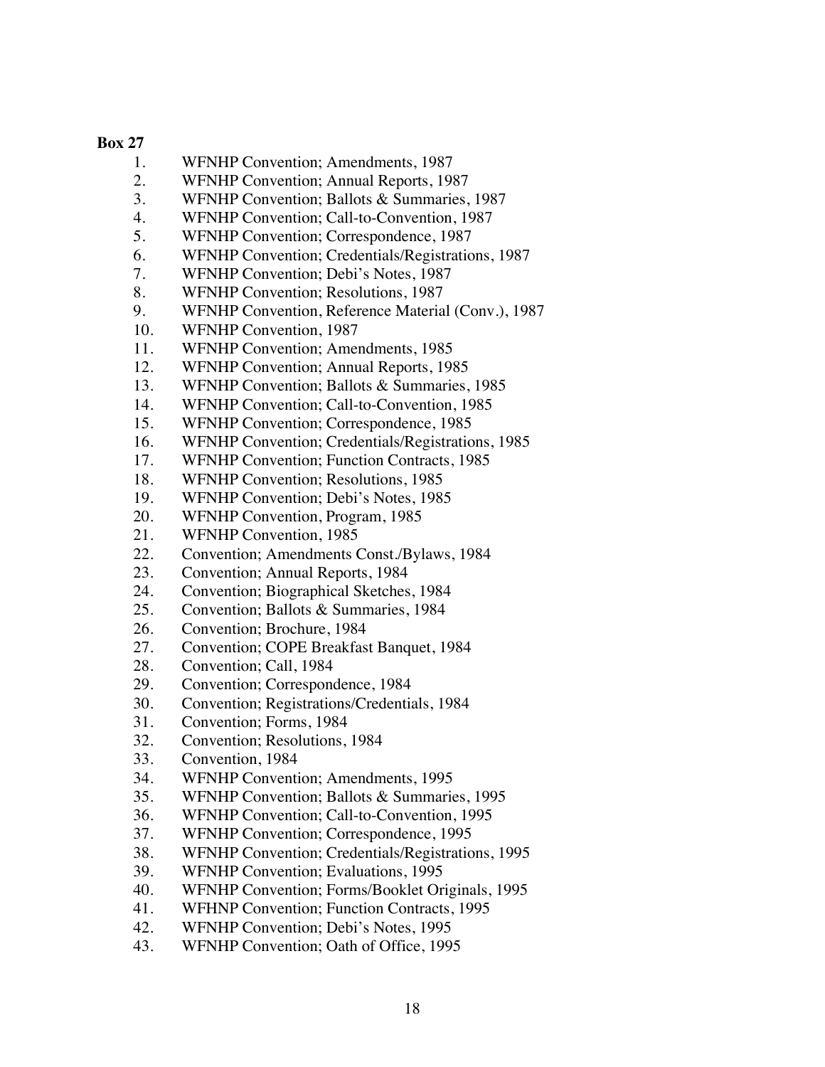**Box 27**

1. WFNHP Convention; Amendments, 1987
2. WFNHP Convention; Annual Reports, 1987
3. WFNHP Convention; Ballots & Summaries, 1987
4. WFNHP Convention; Call-to-Convention, 1987
5. WFNHP Convention; Correspondence, 1987
6. WFNHP Convention; Credentials/Registrations, 1987
7. WFNHP Convention; Debi's Notes, 1987
8. WFNHP Convention; Resolutions, 1987
9. WFNHP Convention, Reference Material (Conv.), 1987
10. WFNHP Convention, 1987
11. WFNHP Convention; Amendments, 1985
12. WFNHP Convention; Annual Reports, 1985
13. WFNHP Convention; Ballots & Summaries, 1985
14. WFNHP Convention; Call-to-Convention, 1985
15. WFNHP Convention; Correspondence, 1985
16. WFNHP Convention; Credentials/Registrations, 1985
17. WFNHP Convention; Function Contracts, 1985
18. WFNHP Convention; Resolutions, 1985
19. WFNHP Convention; Debi's Notes, 1985
20. WFNHP Convention, Program, 1985
21. WFNHP Convention, 1985
22. Convention; Amendments Const./Bylaws, 1984
23. Convention; Annual Reports, 1984
24. Convention; Biographical Sketches, 1984
25. Convention; Ballots & Summaries, 1984
26. Convention; Brochure, 1984
27. Convention; COPE Breakfast Banquet, 1984
28. Convention; Call, 1984
29. Convention; Correspondence, 1984
30. Convention; Registrations/Credentials, 1984
31. Convention; Forms, 1984
32. Convention; Resolutions, 1984
33. Convention, 1984
34. WFNHP Convention; Amendments, 1995
35. WFNHP Convention; Ballots & Summaries, 1995
36. WFNHP Convention; Call-to-Convention, 1995
37. WFNHP Convention; Correspondence, 1995
38. WFNHP Convention; Credentials/Registrations, 1995
39. WFNHP Convention; Evaluations, 1995
40. WFNHP Convention; Forms/Booklet Originals, 1995
41. WFHNP Convention; Function Contracts, 1995
42. WFNHP Convention; Debi's Notes, 1995
43. WFNHP Convention; Oath of Office, 1995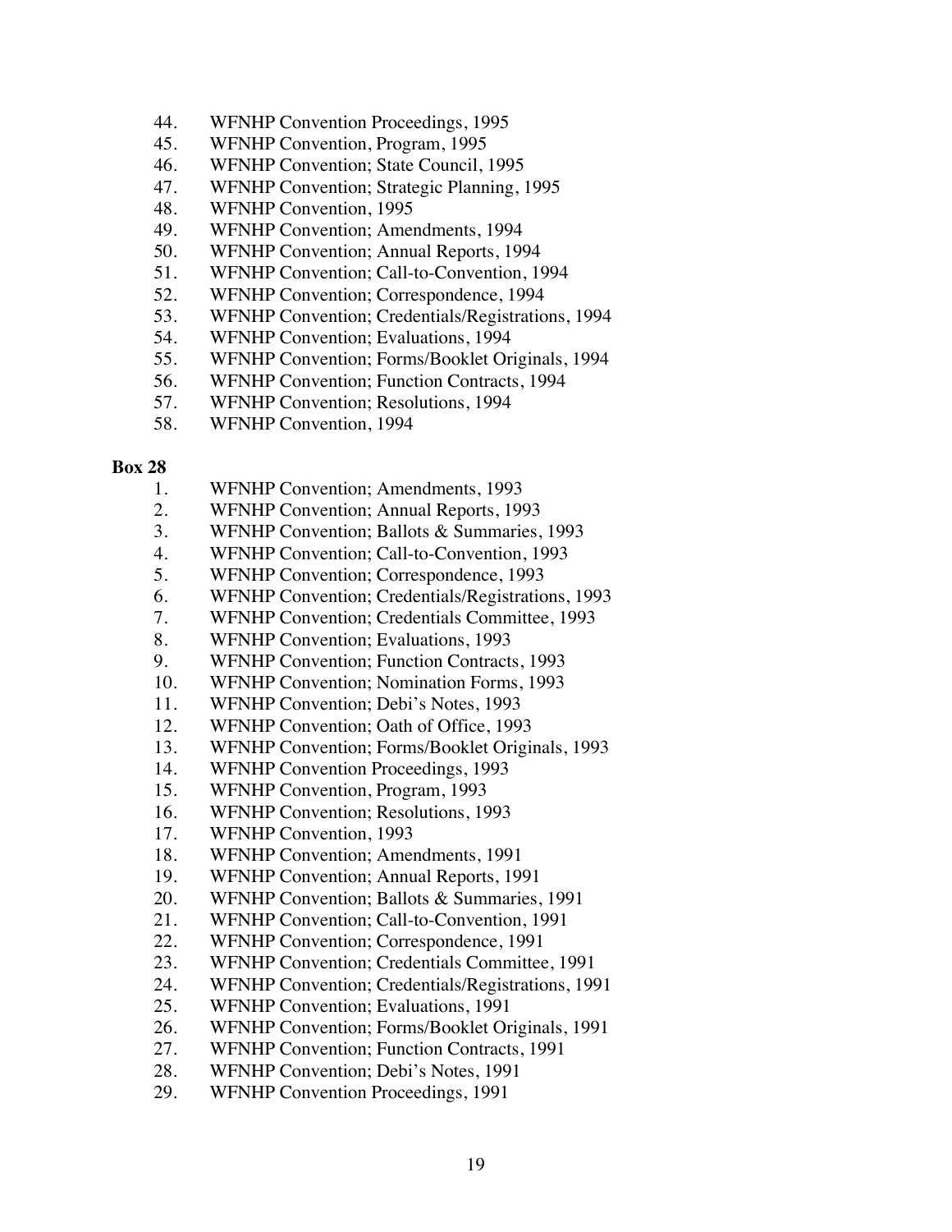44. WFNHP Convention Proceedings, 1995
45. WFNHP Convention, Program, 1995
46. WFNHP Convention; State Council, 1995
47. WFNHP Convention; Strategic Planning, 1995
48. WFNHP Convention, 1995
49. WFNHP Convention; Amendments, 1994
50. WFNHP Convention; Annual Reports, 1994
51. WFNHP Convention; Call-to-Convention, 1994
52. WFNHP Convention; Correspondence, 1994
53. WFNHP Convention; Credentials/Registrations, 1994
54. WFNHP Convention; Evaluations, 1994
55. WFNHP Convention; Forms/Booklet Originals, 1994
56. WFNHP Convention; Function Contracts, 1994
57. WFNHP Convention; Resolutions, 1994
58. WFNHP Convention, 1994

**Box 28**

1. WFNHP Convention; Amendments, 1993
2. WFNHP Convention; Annual Reports, 1993
3. WFNHP Convention; Ballots & Summaries, 1993
4. WFNHP Convention; Call-to-Convention, 1993
5. WFNHP Convention; Correspondence, 1993
6. WFNHP Convention; Credentials/Registrations, 1993
7. WFNHP Convention; Credentials Committee, 1993
8. WFNHP Convention; Evaluations, 1993
9. WFNHP Convention; Function Contracts, 1993
10. WFNHP Convention; Nomination Forms, 1993
11. WFNHP Convention; Debi's Notes, 1993
12. WFNHP Convention; Oath of Office, 1993
13. WFNHP Convention; Forms/Booklet Originals, 1993
14. WFNHP Convention Proceedings, 1993
15. WFNHP Convention, Program, 1993
16. WFNHP Convention; Resolutions, 1993
17. WFNHP Convention, 1993
18. WFNHP Convention; Amendments, 1991
19. WFNHP Convention; Annual Reports, 1991
20. WFNHP Convention; Ballots & Summaries, 1991
21. WFNHP Convention; Call-to-Convention, 1991
22. WFNHP Convention; Correspondence, 1991
23. WFNHP Convention; Credentials Committee, 1991
24. WFNHP Convention; Credentials/Registrations, 1991
25. WFNHP Convention; Evaluations, 1991
26. WFNHP Convention; Forms/Booklet Originals, 1991
27. WFNHP Convention; Function Contracts, 1991
28. WFNHP Convention; Debi's Notes, 1991
29. WFNHP Convention Proceedings, 1991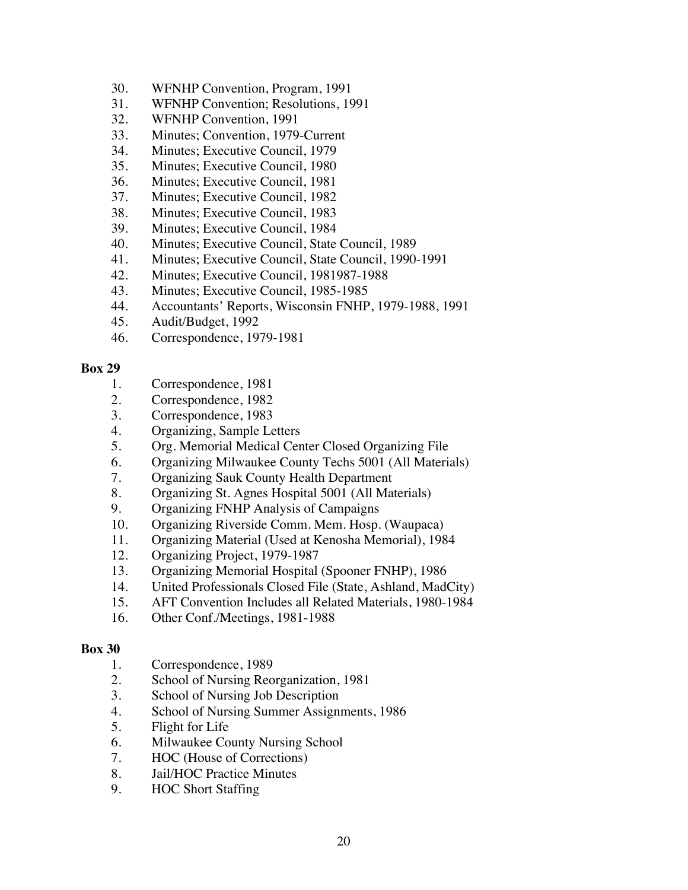30. WFNHP Convention, Program, 1991
31. WFNHP Convention; Resolutions, 1991
32. WFNHP Convention, 1991
33. Minutes; Convention, 1979-Current
34. Minutes; Executive Council, 1979
35. Minutes; Executive Council, 1980
36. Minutes; Executive Council, 1981
37. Minutes; Executive Council, 1982
38. Minutes; Executive Council, 1983
39. Minutes; Executive Council, 1984
40. Minutes; Executive Council, State Council, 1989
41. Minutes; Executive Council, State Council, 1990-1991
42. Minutes; Executive Council, 1981987-1988
43. Minutes; Executive Council, 1985-1985
44. Accountants' Reports, Wisconsin FNHP, 1979-1988, 1991
45. Audit/Budget, 1992
46. Correspondence, 1979-1981

**Box 29**

1. Correspondence, 1981
2. Correspondence, 1982
3. Correspondence, 1983
4. Organizing, Sample Letters
5. Org. Memorial Medical Center Closed Organizing File
6. Organizing Milwaukee County Techs 5001 (All Materials)
7. Organizing Sauk County Health Department
8. Organizing St. Agnes Hospital 5001 (All Materials)
9. Organizing FNHP Analysis of Campaigns
10. Organizing Riverside Comm. Mem. Hosp. (Waupaca)
11. Organizing Material (Used at Kenosha Memorial), 1984
12. Organizing Project, 1979-1987
13. Organizing Memorial Hospital (Spooner FNHP), 1986
14. United Professionals Closed File (State, Ashland, MadCity)
15. AFT Convention Includes all Related Materials, 1980-1984
16. Other Conf./Meetings, 1981-1988

**Box 30**

1. Correspondence, 1989
2. School of Nursing Reorganization, 1981
3. School of Nursing Job Description
4. School of Nursing Summer Assignments, 1986
5. Flight for Life
6. Milwaukee County Nursing School
7. HOC (House of Corrections)
8. Jail/HOC Practice Minutes
9. HOC Short Staffing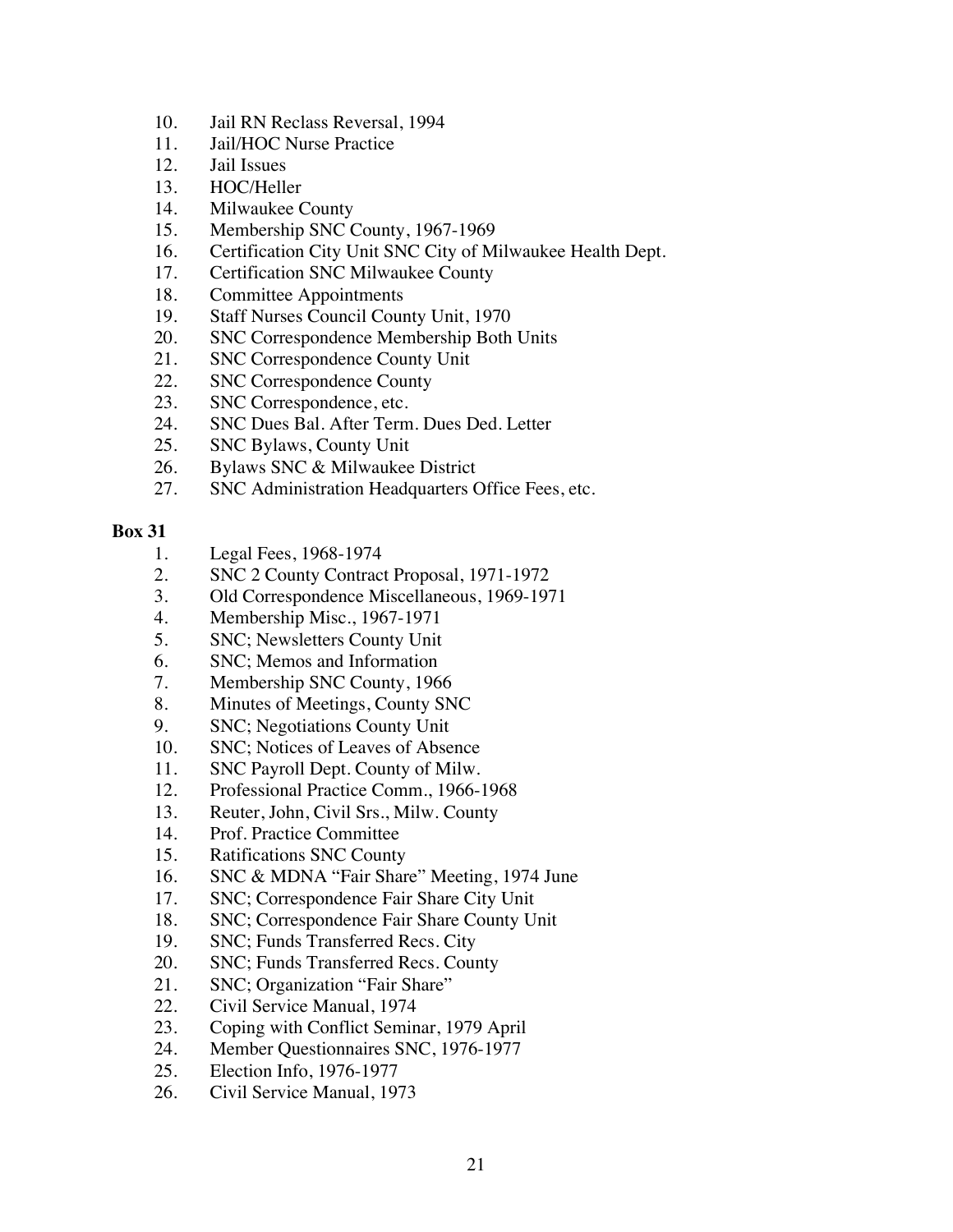10. Jail RN Reclass Reversal, 1994
11. Jail/HOC Nurse Practice
12. Jail Issues
13. HOC/Heller
14. Milwaukee County
15. Membership SNC County, 1967-1969
16. Certification City Unit SNC City of Milwaukee Health Dept.
17. Certification SNC Milwaukee County
18. Committee Appointments
19. Staff Nurses Council County Unit, 1970
20. SNC Correspondence Membership Both Units
21. SNC Correspondence County Unit
22. SNC Correspondence County
23. SNC Correspondence, etc.
24. SNC Dues Bal. After Term. Dues Ded. Letter
25. SNC Bylaws, County Unit
26. Bylaws SNC & Milwaukee District
27. SNC Administration Headquarters Office Fees, etc.

**Box 31**

1. Legal Fees, 1968-1974
2. SNC 2 County Contract Proposal, 1971-1972
3. Old Correspondence Miscellaneous, 1969-1971
4. Membership Misc., 1967-1971
5. SNC; Newsletters County Unit
6. SNC; Memos and Information
7. Membership SNC County, 1966
8. Minutes of Meetings, County SNC
9. SNC; Negotiations County Unit
10. SNC; Notices of Leaves of Absence
11. SNC Payroll Dept. County of Milw.
12. Professional Practice Comm., 1966-1968
13. Reuter, John, Civil Srs., Milw. County
14. Prof. Practice Committee
15. Ratifications SNC County
16. SNC & MDNA "Fair Share" Meeting, 1974 June
17. SNC; Correspondence Fair Share City Unit
18. SNC; Correspondence Fair Share County Unit
19. SNC; Funds Transferred Recs. City
20. SNC; Funds Transferred Recs. County
21. SNC; Organization "Fair Share"
22. Civil Service Manual, 1974
23. Coping with Conflict Seminar, 1979 April
24. Member Questionnaires SNC, 1976-1977
25. Election Info, 1976-1977
26. Civil Service Manual, 1973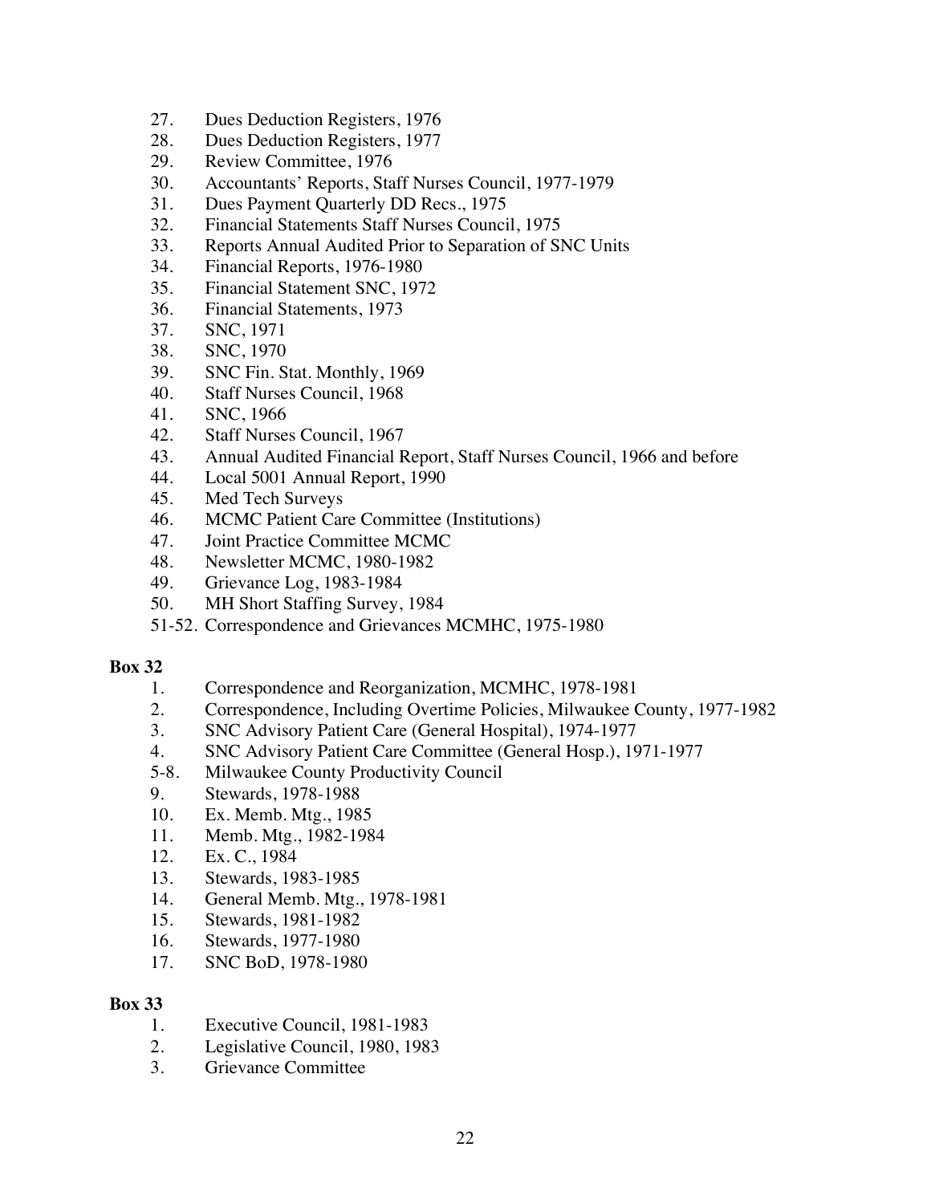27. Dues Deduction Registers, 1976
28. Dues Deduction Registers, 1977
29. Review Committee, 1976
30. Accountants' Reports, Staff Nurses Council, 1977-1979
31. Dues Payment Quarterly DD Recs., 1975
32. Financial Statements Staff Nurses Council, 1975
33. Reports Annual Audited Prior to Separation of SNC Units
34. Financial Reports, 1976-1980
35. Financial Statement SNC, 1972
36. Financial Statements, 1973
37. SNC, 1971
38. SNC, 1970
39. SNC Fin. Stat. Monthly, 1969
40. Staff Nurses Council, 1968
41. SNC, 1966
42. Staff Nurses Council, 1967
43. Annual Audited Financial Report, Staff Nurses Council, 1966 and before
44. Local 5001 Annual Report, 1990
45. Med Tech Surveys
46. MCMC Patient Care Committee (Institutions)
47. Joint Practice Committee MCMC
48. Newsletter MCMC, 1980-1982
49. Grievance Log, 1983-1984
50. MH Short Staffing Survey, 1984

51-52. Correspondence and Grievances MCMHC, 1975-1980

**Box 32**

1. Correspondence and Reorganization, MCMHC, 1978-1981
2. Correspondence, Including Overtime Policies, Milwaukee County, 1977-1982
3. SNC Advisory Patient Care (General Hospital), 1974-1977
4. SNC Advisory Patient Care Committee (General Hosp.), 1971-1977

5-8. Milwaukee County Productivity Council

9. Stewards, 1978-1988
10. Ex. Memb. Mtg., 1985
11. Memb. Mtg., 1982-1984
12. Ex. C., 1984
13. Stewards, 1983-1985
14. General Memb. Mtg., 1978-1981
15. Stewards, 1981-1982
16. Stewards, 1977-1980
17. SNC BoD, 1978-1980

**Box 33**

1. Executive Council, 1981-1983
2. Legislative Council, 1980, 1983
3. Grievance Committee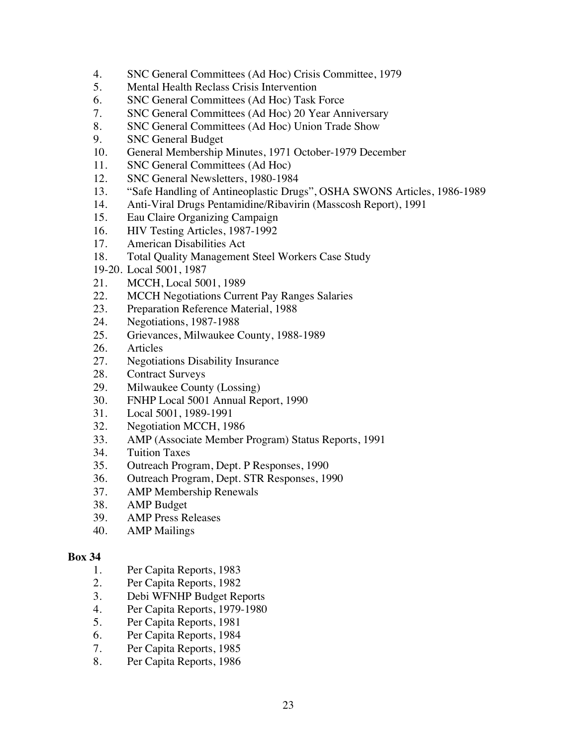4. SNC General Committees (Ad Hoc) Crisis Committee, 1979
5. Mental Health Reclass Crisis Intervention
6. SNC General Committees (Ad Hoc) Task Force
7. SNC General Committees (Ad Hoc) 20 Year Anniversary
8. SNC General Committees (Ad Hoc) Union Trade Show
9. SNC General Budget
10. General Membership Minutes, 1971 October-1979 December
11. SNC General Committees (Ad Hoc)
12. SNC General Newsletters, 1980-1984
13. "Safe Handling of Antineoplastic Drugs", OSHA SWONS Articles, 1986-1989
14. Anti-Viral Drugs Pentamidine/Ribavirin (Masscosh Report), 1991
15. Eau Claire Organizing Campaign
16. HIV Testing Articles, 1987-1992
17. American Disabilities Act
18. Total Quality Management Steel Workers Case Study

19-20. Local 5001, 1987

21. MCCH, Local 5001, 1989
22. MCCH Negotiations Current Pay Ranges Salaries
23. Preparation Reference Material, 1988
24. Negotiations, 1987-1988
25. Grievances, Milwaukee County, 1988-1989
26. Articles
27. Negotiations Disability Insurance
28. Contract Surveys
29. Milwaukee County (Lossing)
30. FNHP Local 5001 Annual Report, 1990
31. Local 5001, 1989-1991
32. Negotiation MCCH, 1986
33. AMP (Associate Member Program) Status Reports, 1991
34. Tuition Taxes
35. Outreach Program, Dept. P Responses, 1990
36. Outreach Program, Dept. STR Responses, 1990
37. AMP Membership Renewals
38. AMP Budget
39. AMP Press Releases
40. AMP Mailings

**Box 34**

1. Per Capita Reports, 1983
2. Per Capita Reports, 1982
3. Debi WFNHP Budget Reports
4. Per Capita Reports, 1979-1980
5. Per Capita Reports, 1981
6. Per Capita Reports, 1984
7. Per Capita Reports, 1985
8. Per Capita Reports, 1986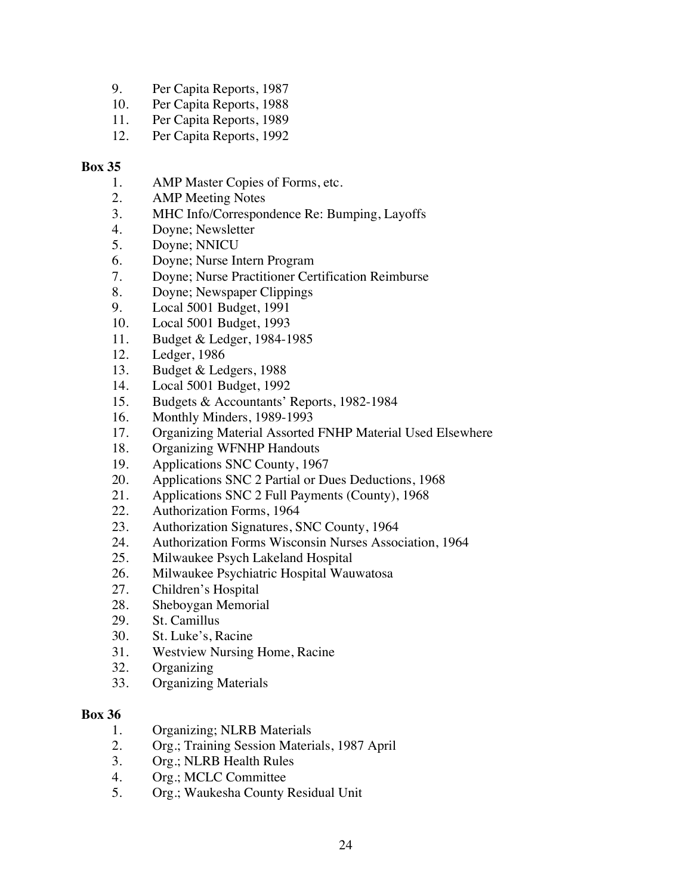9. Per Capita Reports, 1987
10. Per Capita Reports, 1988
11. Per Capita Reports, 1989
12. Per Capita Reports, 1992

**Box 35**

1. AMP Master Copies of Forms, etc.
2. AMP Meeting Notes
3. MHC Info/Correspondence Re: Bumping, Layoffs
4. Doyne; Newsletter
5. Doyne; NNICU
6. Doyne; Nurse Intern Program
7. Doyne; Nurse Practitioner Certification Reimburse
8. Doyne; Newspaper Clippings
9. Local 5001 Budget, 1991
10. Local 5001 Budget, 1993
11. Budget & Ledger, 1984-1985
12. Ledger, 1986
13. Budget & Ledgers, 1988
14. Local 5001 Budget, 1992
15. Budgets & Accountants' Reports, 1982-1984
16. Monthly Minders, 1989-1993
17. Organizing Material Assorted FNHP Material Used Elsewhere
18. Organizing WFNHP Handouts
19. Applications SNC County, 1967
20. Applications SNC 2 Partial or Dues Deductions, 1968
21. Applications SNC 2 Full Payments (County), 1968
22. Authorization Forms, 1964
23. Authorization Signatures, SNC County, 1964
24. Authorization Forms Wisconsin Nurses Association, 1964
25. Milwaukee Psych Lakeland Hospital
26. Milwaukee Psychiatric Hospital Wauwatosa
27. Children's Hospital
28. Sheboygan Memorial
29. St. Camillus
30. St. Luke's, Racine
31. Westview Nursing Home, Racine
32. Organizing
33. Organizing Materials

**Box 36**

1. Organizing; NLRB Materials
2. Org.; Training Session Materials, 1987 April
3. Org.; NLRB Health Rules
4. Org.; MCLC Committee
5. Org.; Waukesha County Residual Unit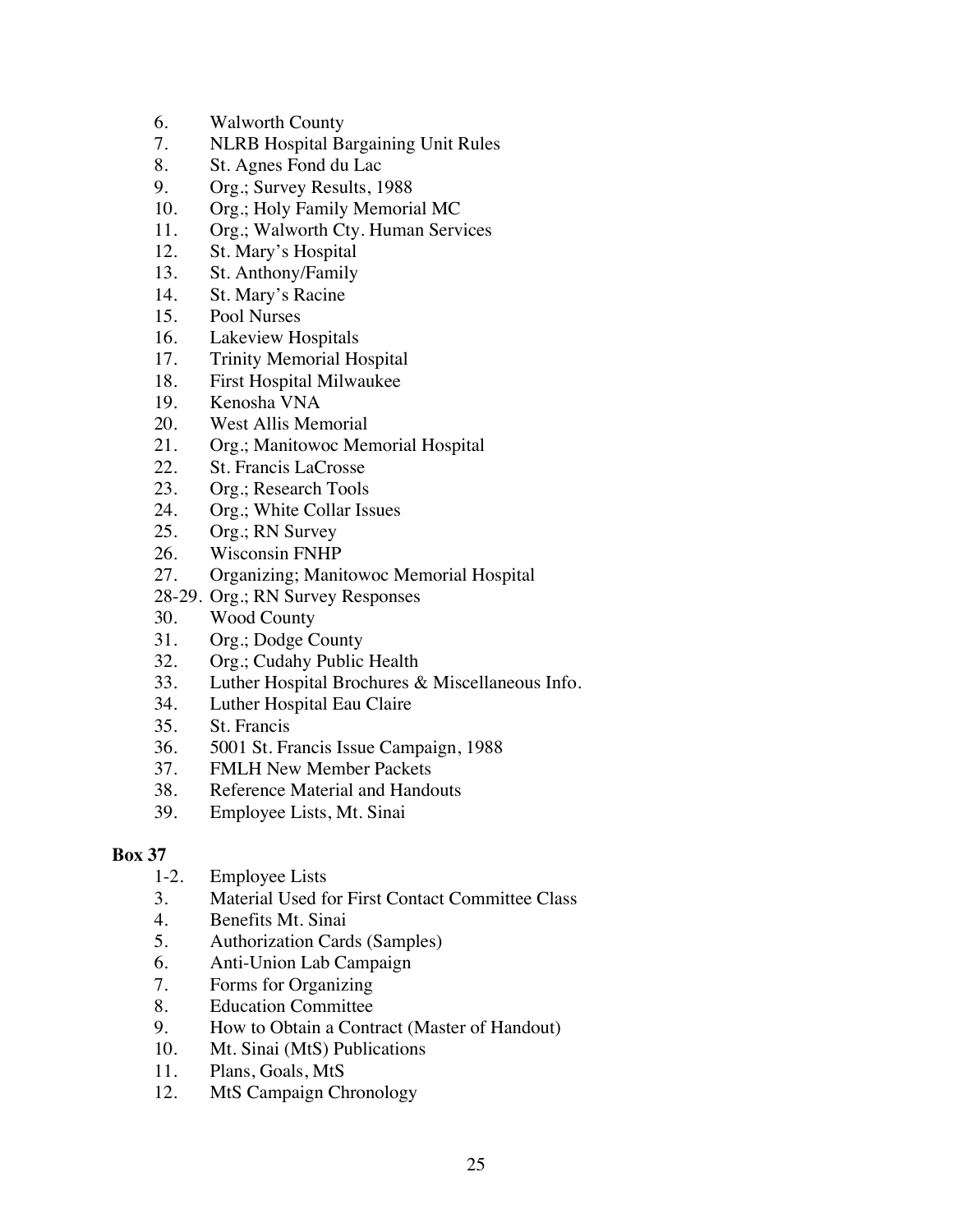6. Walworth County
7. NLRB Hospital Bargaining Unit Rules
8. St. Agnes Fond du Lac
9. Org.; Survey Results, 1988
10. Org.; Holy Family Memorial MC
11. Org.; Walworth Cty. Human Services
12. St. Mary's Hospital
13. St. Anthony/Family
14. St. Mary's Racine
15. Pool Nurses
16. Lakeview Hospitals
17. Trinity Memorial Hospital
18. First Hospital Milwaukee
19. Kenosha VNA
20. West Allis Memorial
21. Org.; Manitowoc Memorial Hospital
22. St. Francis LaCrosse
23. Org.; Research Tools
24. Org.; White Collar Issues
25. Org.; RN Survey
26. Wisconsin FNHP
27. Organizing; Manitowoc Memorial Hospital

28-29. Org.; RN Survey Responses

30. Wood County
31. Org.; Dodge County
32. Org.; Cudahy Public Health
33. Luther Hospital Brochures & Miscellaneous Info.
34. Luther Hospital Eau Claire
35. St. Francis
36. 5001 St. Francis Issue Campaign, 1988
37. FMLH New Member Packets
38. Reference Material and Handouts
39. Employee Lists, Mt. Sinai

**Box 37**

1-2. Employee Lists

3. Material Used for First Contact Committee Class
4. Benefits Mt. Sinai
5. Authorization Cards (Samples)
6. Anti-Union Lab Campaign
7. Forms for Organizing
8. Education Committee
9. How to Obtain a Contract (Master of Handout)
10. Mt. Sinai (MtS) Publications
11. Plans, Goals, MtS
12. MtS Campaign Chronology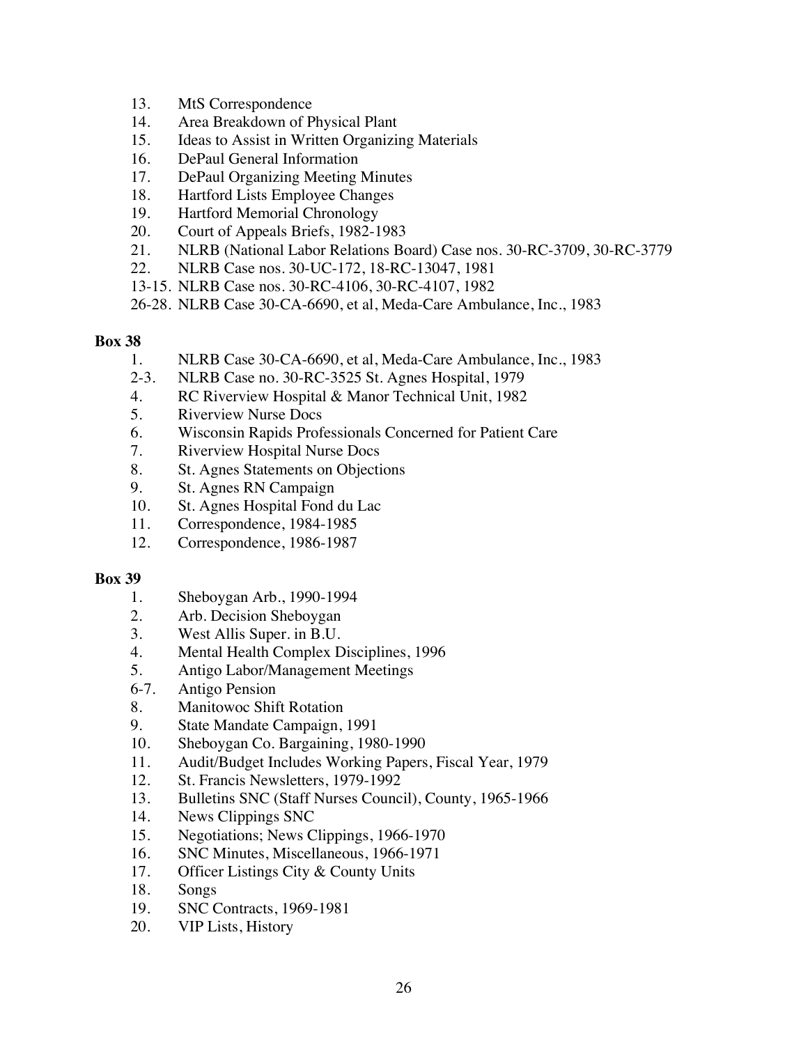13. MtS Correspondence
14. Area Breakdown of Physical Plant
15. Ideas to Assist in Written Organizing Materials
16. DePaul General Information
17. DePaul Organizing Meeting Minutes
18. Hartford Lists Employee Changes
19. Hartford Memorial Chronology
20. Court of Appeals Briefs, 1982-1983
21. NLRB (National Labor Relations Board) Case nos. 30-RC-3709, 30-RC-3779
22. NLRB Case nos. 30-UC-172, 18-RC-13047, 1981

13-15. NLRB Case nos. 30-RC-4106, 30-RC-4107, 1982

26-28. NLRB Case 30-CA-6690, et al, Meda-Care Ambulance, Inc., 1983

**Box 38**

1. NLRB Case 30-CA-6690, et al, Meda-Care Ambulance, Inc., 1983

2-3. NLRB Case no. 30-RC-3525 St. Agnes Hospital, 1979

4. RC Riverview Hospital & Manor Technical Unit, 1982
5. Riverview Nurse Docs
6. Wisconsin Rapids Professionals Concerned for Patient Care
7. Riverview Hospital Nurse Docs
8. St. Agnes Statements on Objections
9. St. Agnes RN Campaign
10. St. Agnes Hospital Fond du Lac
11. Correspondence, 1984-1985
12. Correspondence, 1986-1987

**Box 39**

1. Sheboygan Arb., 1990-1994
2. Arb. Decision Sheboygan
3. West Allis Super. in B.U.
4. Mental Health Complex Disciplines, 1996
5. Antigo Labor/Management Meetings

6-7. Antigo Pension

8. Manitowoc Shift Rotation
9. State Mandate Campaign, 1991
10. Sheboygan Co. Bargaining, 1980-1990
11. Audit/Budget Includes Working Papers, Fiscal Year, 1979
12. St. Francis Newsletters, 1979-1992
13. Bulletins SNC (Staff Nurses Council), County, 1965-1966
14. News Clippings SNC
15. Negotiations; News Clippings, 1966-1970
16. SNC Minutes, Miscellaneous, 1966-1971
17. Officer Listings City & County Units
18. Songs
19. SNC Contracts, 1969-1981
20. VIP Lists, History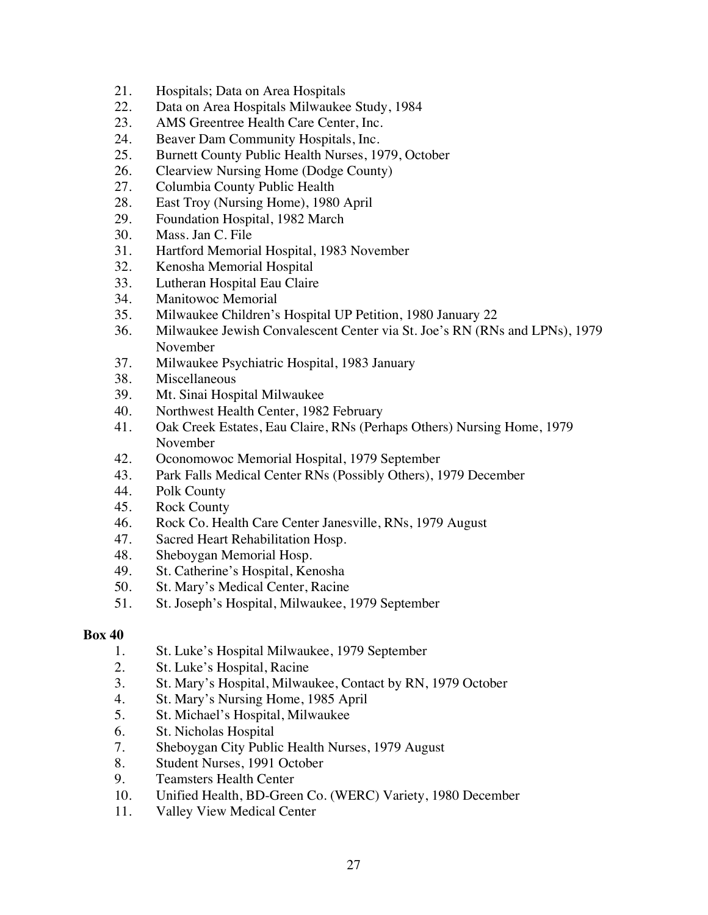21. Hospitals; Data on Area Hospitals
22. Data on Area Hospitals Milwaukee Study, 1984
23. AMS Greentree Health Care Center, Inc.
24. Beaver Dam Community Hospitals, Inc.
25. Burnett County Public Health Nurses, 1979, October
26. Clearview Nursing Home (Dodge County)
27. Columbia County Public Health
28. East Troy (Nursing Home), 1980 April
29. Foundation Hospital, 1982 March
30. Mass. Jan C. File
31. Hartford Memorial Hospital, 1983 November
32. Kenosha Memorial Hospital
33. Lutheran Hospital Eau Claire
34. Manitowoc Memorial
35. Milwaukee Children's Hospital UP Petition, 1980 January 22
36. Milwaukee Jewish Convalescent Center via St. Joe's RN (RNs and LPNs), 1979 November
37. Milwaukee Psychiatric Hospital, 1983 January
38. Miscellaneous
39. Mt. Sinai Hospital Milwaukee
40. Northwest Health Center, 1982 February
41. Oak Creek Estates, Eau Claire, RNs (Perhaps Others) Nursing Home, 1979 November
42. Oconomowoc Memorial Hospital, 1979 September
43. Park Falls Medical Center RNs (Possibly Others), 1979 December
44. Polk County
45. Rock County
46. Rock Co. Health Care Center Janesville, RNs, 1979 August
47. Sacred Heart Rehabilitation Hosp.
48. Sheboygan Memorial Hosp.
49. St. Catherine's Hospital, Kenosha
50. St. Mary's Medical Center, Racine
51. St. Joseph's Hospital, Milwaukee, 1979 September

**Box 40**

1. St. Luke's Hospital Milwaukee, 1979 September
2. St. Luke's Hospital, Racine
3. St. Mary's Hospital, Milwaukee, Contact by RN, 1979 October
4. St. Mary's Nursing Home, 1985 April
5. St. Michael's Hospital, Milwaukee
6. St. Nicholas Hospital
7. Sheboygan City Public Health Nurses, 1979 August
8. Student Nurses, 1991 October
9. Teamsters Health Center
10. Unified Health, BD-Green Co. (WERC) Variety, 1980 December
11. Valley View Medical Center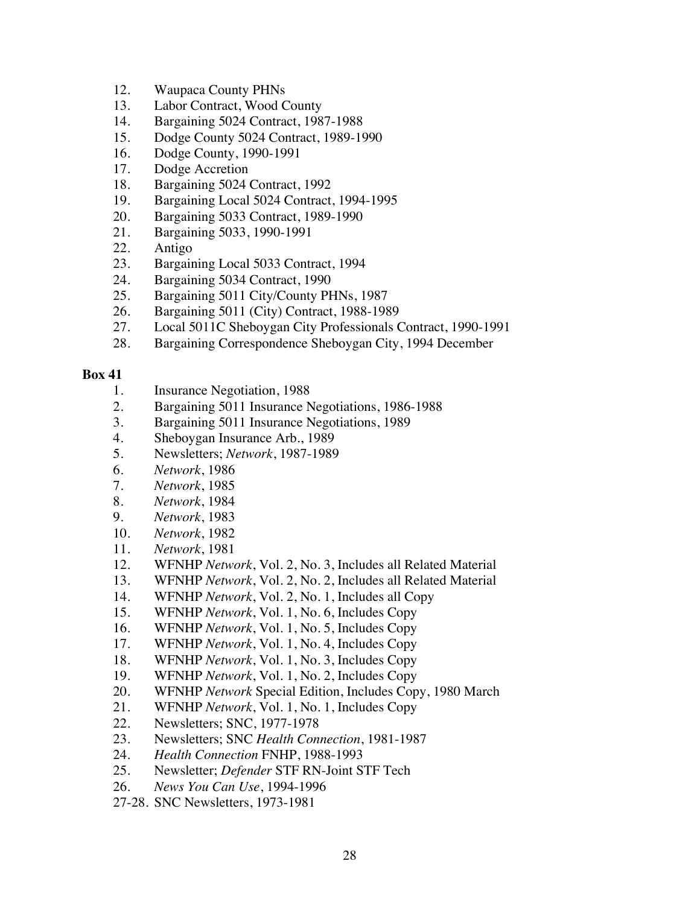12. Waupaca County PHNs
13. Labor Contract, Wood County
14. Bargaining 5024 Contract, 1987-1988
15. Dodge County 5024 Contract, 1989-1990
16. Dodge County, 1990-1991
17. Dodge Accretion
18. Bargaining 5024 Contract, 1992
19. Bargaining Local 5024 Contract, 1994-1995
20. Bargaining 5033 Contract, 1989-1990
21. Bargaining 5033, 1990-1991
22. Antigo
23. Bargaining Local 5033 Contract, 1994
24. Bargaining 5034 Contract, 1990
25. Bargaining 5011 City/County PHNs, 1987
26. Bargaining 5011 (City) Contract, 1988-1989
27. Local 5011C Sheboygan City Professionals Contract, 1990-1991
28. Bargaining Correspondence Sheboygan City, 1994 December

**Box 41**

1. Insurance Negotiation, 1988
2. Bargaining 5011 Insurance Negotiations, 1986-1988
3. Bargaining 5011 Insurance Negotiations, 1989
4. Sheboygan Insurance Arb., 1989
5. Newsletters; *Network*, 1987-1989
6. *Network*, 1986
7. *Network*, 1985
8. *Network*, 1984
9. *Network*, 1983
10. *Network*, 1982
11. *Network*, 1981
12. WFNHP *Network*, Vol. 2, No. 3, Includes all Related Material
13. WFNHP *Network*, Vol. 2, No. 2, Includes all Related Material
14. WFNHP *Network*, Vol. 2, No. 1, Includes all Copy
15. WFNHP *Network*, Vol. 1, No. 6, Includes Copy
16. WFNHP *Network*, Vol. 1, No. 5, Includes Copy
17. WFNHP *Network*, Vol. 1, No. 4, Includes Copy
18. WFNHP *Network*, Vol. 1, No. 3, Includes Copy
19. WFNHP *Network*, Vol. 1, No. 2, Includes Copy
20. WFNHP *Network* Special Edition, Includes Copy, 1980 March
21. WFNHP *Network*, Vol. 1, No. 1, Includes Copy
22. Newsletters; SNC, 1977-1978
23. Newsletters; SNC *Health Connection*, 1981-1987
24. *Health Connection* FNHP, 1988-1993
25. Newsletter; *Defender* STF RN-Joint STF Tech
26. *News You Can Use*, 1994-1996

27-28. SNC Newsletters, 1973-1981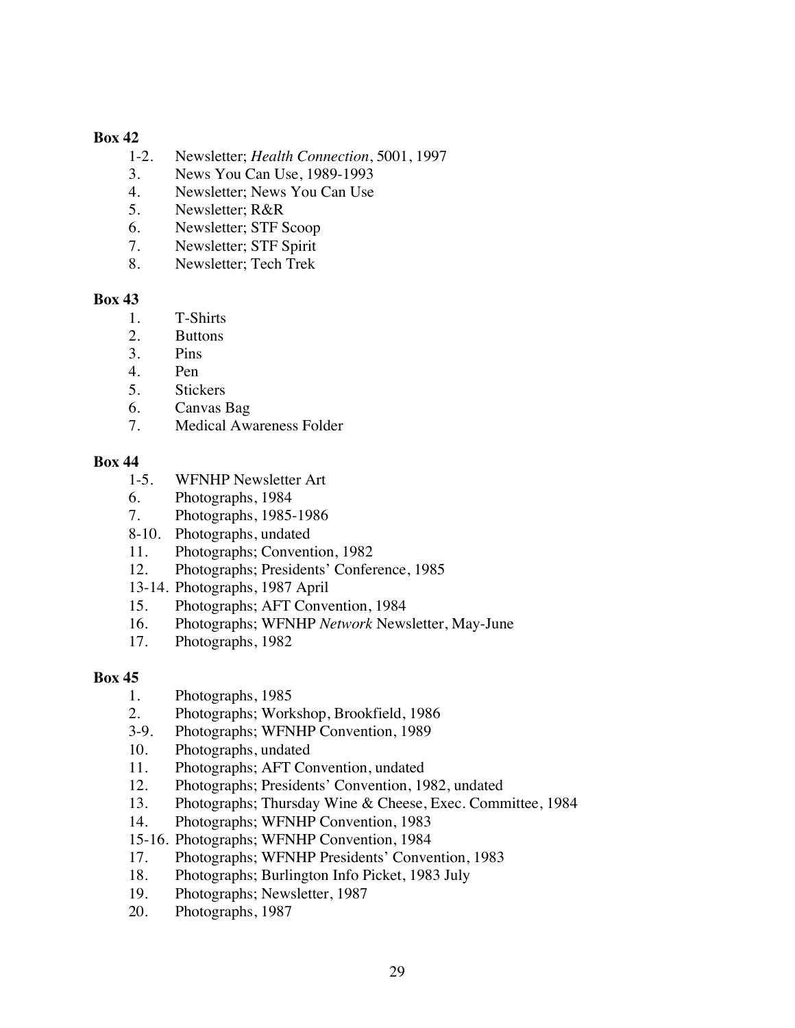**Box 42**

1-2. Newsletter; *Health Connection*, 5001, 1997
3. News You Can Use, 1989-1993
4. Newsletter; News You Can Use
5. Newsletter; R&R
6. Newsletter; STF Scoop
7. Newsletter; STF Spirit
8. Newsletter; Tech Trek

**Box 43**

1. T-Shirts
2. Buttons
3. Pins
4. Pen
5. Stickers
6. Canvas Bag
7. Medical Awareness Folder

**Box 44**

1-5. WFNHP Newsletter Art
6. Photographs, 1984
7. Photographs, 1985-1986
8-10. Photographs, undated
11. Photographs; Convention, 1982
12. Photographs; Presidents' Conference, 1985
13-14. Photographs, 1987 April
15. Photographs; AFT Convention, 1984
16. Photographs; WFNHP *Network* Newsletter, May-June
17. Photographs, 1982

**Box 45**

1. Photographs, 1985
2. Photographs; Workshop, Brookfield, 1986
3-9. Photographs; WFNHP Convention, 1989
10. Photographs, undated
11. Photographs; AFT Convention, undated
12. Photographs; Presidents' Convention, 1982, undated
13. Photographs; Thursday Wine & Cheese, Exec. Committee, 1984
14. Photographs; WFNHP Convention, 1983
15-16. Photographs; WFNHP Convention, 1984
17. Photographs; WFNHP Presidents' Convention, 1983
18. Photographs; Burlington Info Picket, 1983 July
19. Photographs; Newsletter, 1987
20. Photographs, 1987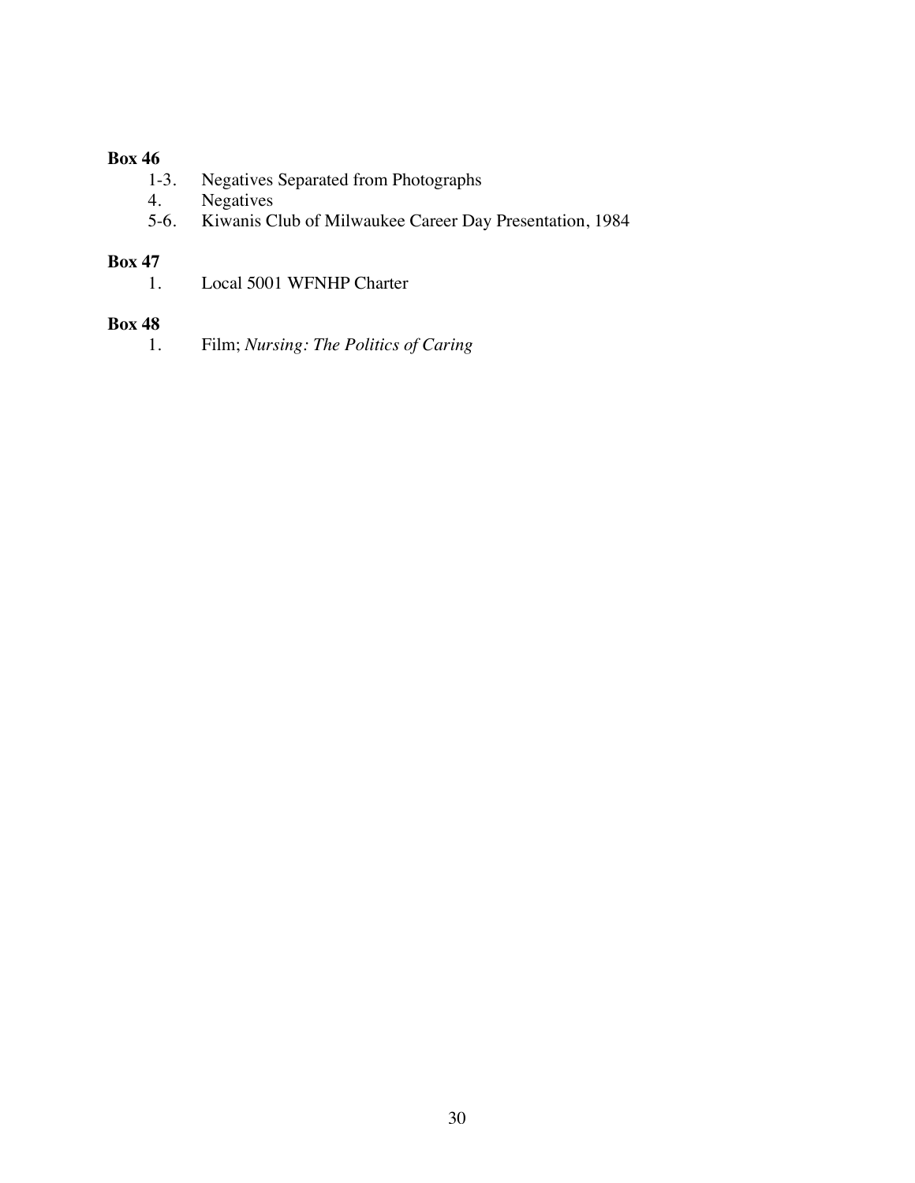**Box 46**

1-3. Negatives Separated from Photographs
4. Negatives
5-6. Kiwanis Club of Milwaukee Career Day Presentation, 1984

**Box 47**

1. Local 5001 WFNHP Charter

**Box 48**

1. Film; *Nursing: The Politics of Caring*